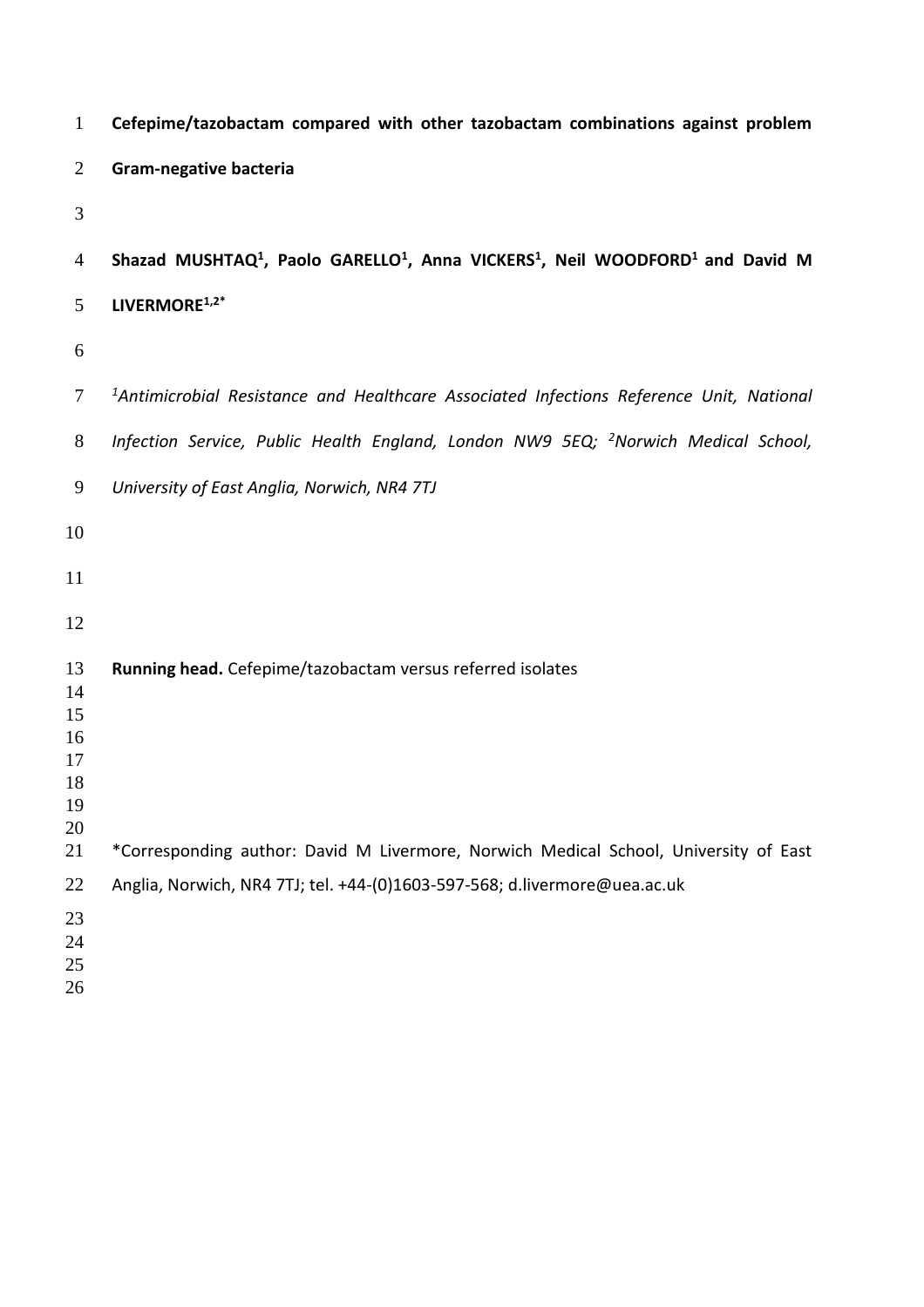**Cefepime/tazobactam compared with other tazobactam combinations against problem Gram-negative bacteria**

**Shazad MUSHTAQ[1], Paolo GARELLO[1], Anna VICKERS[1], Neil WOODFORD[1] and David M LIVERMORE[1,2*]**

*[1]Antimicrobial Resistance and Healthcare Associated Infections Reference Unit, National Infection Service, Public Health England, London NW9 5EQ; [2]Norwich Medical School, University of East Anglia, Norwich, NR4 7TJ*

**Running head.** Cefepime/tazobactam versus referred isolates

*Corresponding author: David M Livermore, Norwich Medical School, University of East Anglia, Norwich, NR4 7TJ; tel. +44-(0)1603-597-568; d.livermore@uea.ac.uk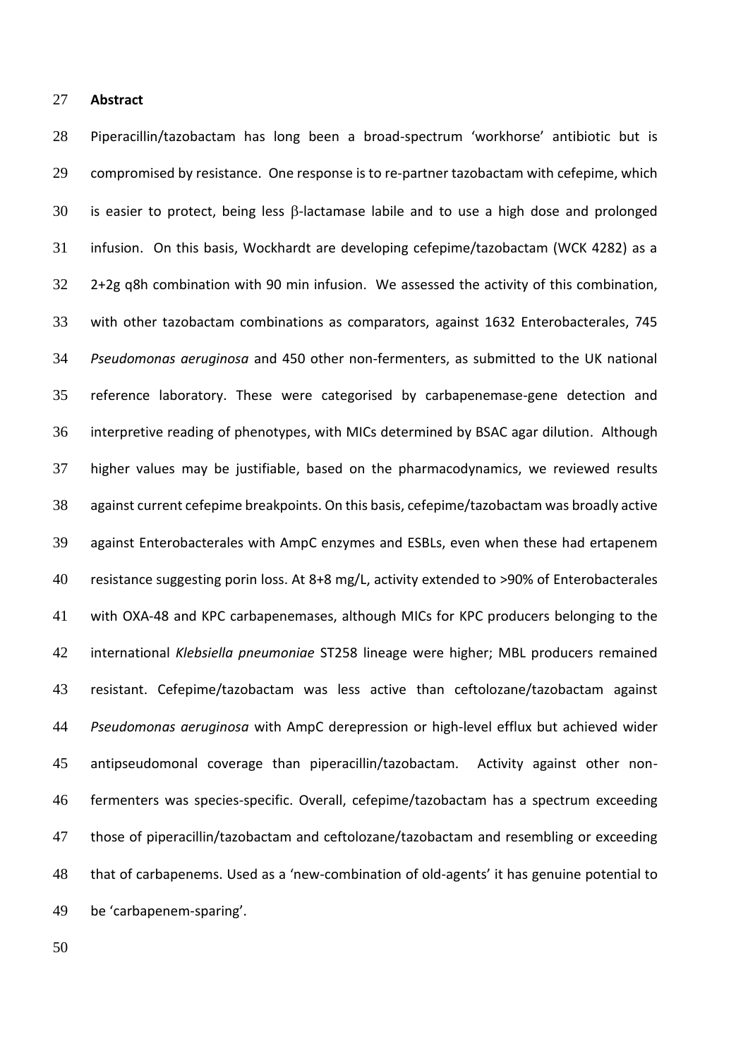**Abstract**

Piperacillin/tazobactam has long been a broad-spectrum 'workhorse' antibiotic but is compromised by resistance. One response is to re-partner tazobactam with cefepime, which is easier to protect, being less β-lactamase labile and to use a high dose and prolonged infusion. On this basis, Wockhardt are developing cefepime/tazobactam (WCK 4282) as a 2+2g q8h combination with 90 min infusion. We assessed the activity of this combination, with other tazobactam combinations as comparators, against 1632 Enterobacterales, 745 *Pseudomonas aeruginosa* and 450 other non-fermenters, as submitted to the UK national reference laboratory. These were categorised by carbapenemase-gene detection and interpretive reading of phenotypes, with MICs determined by BSAC agar dilution. Although higher values may be justifiable, based on the pharmacodynamics, we reviewed results against current cefepime breakpoints. On this basis, cefepime/tazobactam was broadly active against Enterobacterales with AmpC enzymes and ESBLs, even when these had ertapenem resistance suggesting porin loss. At 8+8 mg/L, activity extended to >90% of Enterobacterales with OXA-48 and KPC carbapenemases, although MICs for KPC producers belonging to the international *Klebsiella pneumoniae* ST258 lineage were higher; MBL producers remained resistant. Cefepime/tazobactam was less active than ceftolozane/tazobactam against *Pseudomonas aeruginosa* with AmpC derepression or high-level efflux but achieved wider antipseudomonal coverage than piperacillin/tazobactam. Activity against other non-fermenters was species-specific. Overall, cefepime/tazobactam has a spectrum exceeding those of piperacillin/tazobactam and ceftolozane/tazobactam and resembling or exceeding that of carbapenems. Used as a 'new-combination of old-agents' it has genuine potential to be 'carbapenem-sparing'.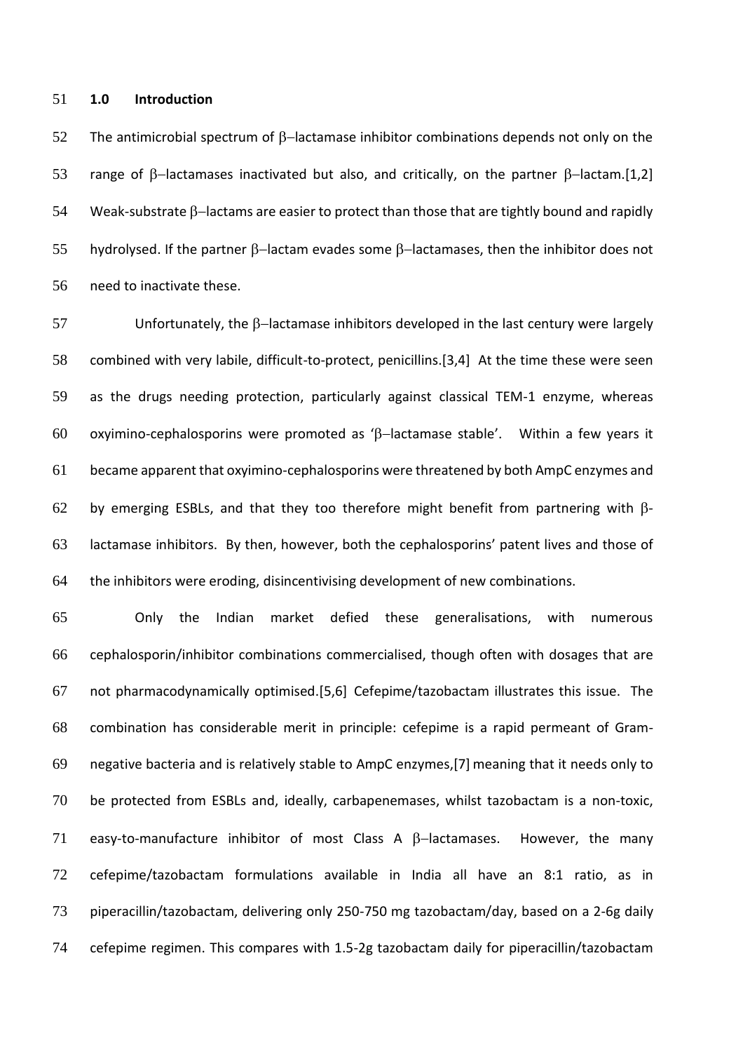## 1.0 Introduction

The antimicrobial spectrum of β–lactamase inhibitor combinations depends not only on the range of β–lactamases inactivated but also, and critically, on the partner β–lactam.[1,2] Weak-substrate β–lactams are easier to protect than those that are tightly bound and rapidly hydrolysed. If the partner β–lactam evades some β–lactamases, then the inhibitor does not need to inactivate these.

Unfortunately, the β–lactamase inhibitors developed in the last century were largely combined with very labile, difficult-to-protect, penicillins.[3,4] At the time these were seen as the drugs needing protection, particularly against classical TEM-1 enzyme, whereas oxyimino-cephalosporins were promoted as 'β–lactamase stable'. Within a few years it became apparent that oxyimino-cephalosporins were threatened by both AmpC enzymes and by emerging ESBLs, and that they too therefore might benefit from partnering with β-lactamase inhibitors. By then, however, both the cephalosporins' patent lives and those of the inhibitors were eroding, disincentivising development of new combinations.

Only the Indian market defied these generalisations, with numerous cephalosporin/inhibitor combinations commercialised, though often with dosages that are not pharmacodynamically optimised.[5,6] Cefepime/tazobactam illustrates this issue. The combination has considerable merit in principle: cefepime is a rapid permeant of Gram-negative bacteria and is relatively stable to AmpC enzymes,[7] meaning that it needs only to be protected from ESBLs and, ideally, carbapenemases, whilst tazobactam is a non-toxic, easy-to-manufacture inhibitor of most Class A β–lactamases. However, the many cefepime/tazobactam formulations available in India all have an 8:1 ratio, as in piperacillin/tazobactam, delivering only 250-750 mg tazobactam/day, based on a 2-6g daily cefepime regimen. This compares with 1.5-2g tazobactam daily for piperacillin/tazobactam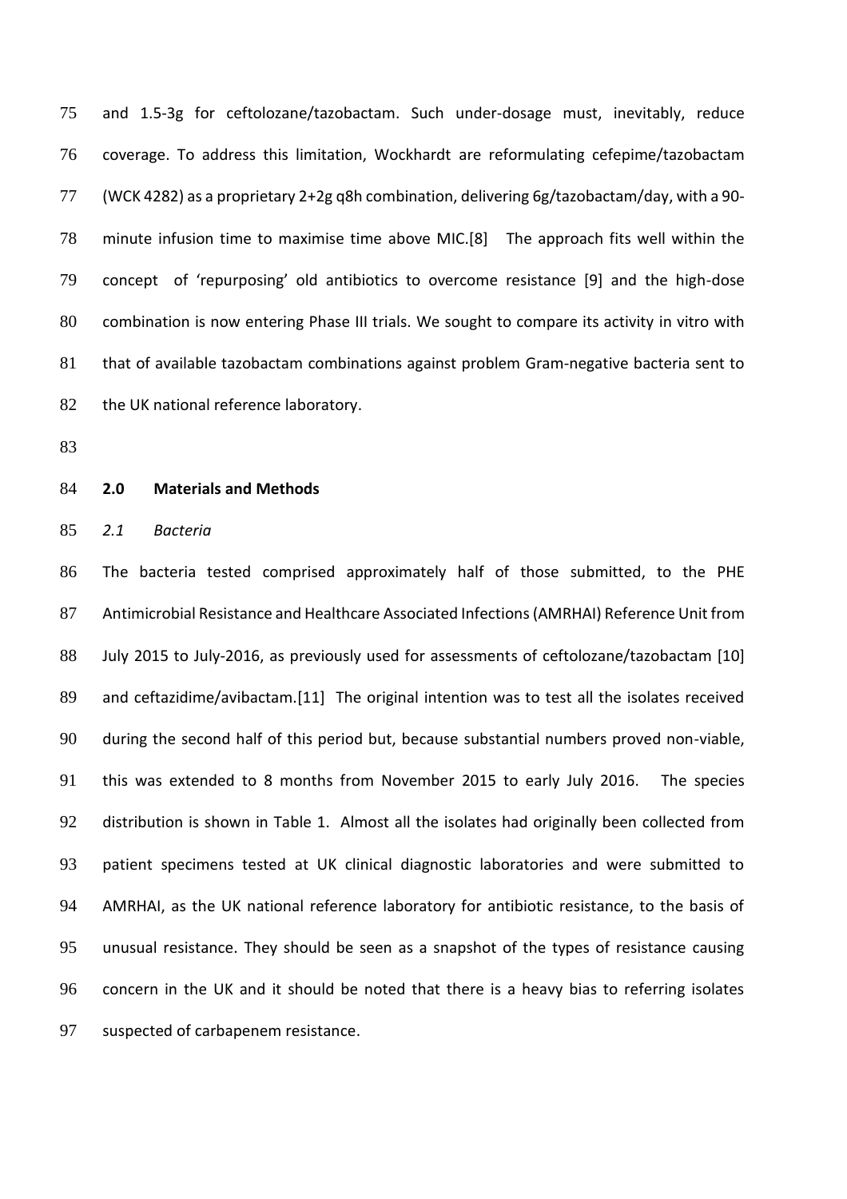and 1.5-3g for ceftolozane/tazobactam. Such under-dosage must, inevitably, reduce coverage. To address this limitation, Wockhardt are reformulating cefepime/tazobactam (WCK 4282) as a proprietary 2+2g q8h combination, delivering 6g/tazobactam/day, with a 90-minute infusion time to maximise time above MIC.[8] The approach fits well within the concept of 'repurposing' old antibiotics to overcome resistance [9] and the high-dose combination is now entering Phase III trials. We sought to compare its activity in vitro with that of available tazobactam combinations against problem Gram-negative bacteria sent to the UK national reference laboratory.

## 2.0 Materials and Methods

### *2.1 Bacteria*

The bacteria tested comprised approximately half of those submitted, to the PHE Antimicrobial Resistance and Healthcare Associated Infections (AMRHAI) Reference Unit from July 2015 to July-2016, as previously used for assessments of ceftolozane/tazobactam [10] and ceftazidime/avibactam.[11] The original intention was to test all the isolates received during the second half of this period but, because substantial numbers proved non-viable, this was extended to 8 months from November 2015 to early July 2016. The species distribution is shown in Table 1. Almost all the isolates had originally been collected from patient specimens tested at UK clinical diagnostic laboratories and were submitted to AMRHAI, as the UK national reference laboratory for antibiotic resistance, to the basis of unusual resistance. They should be seen as a snapshot of the types of resistance causing concern in the UK and it should be noted that there is a heavy bias to referring isolates suspected of carbapenem resistance.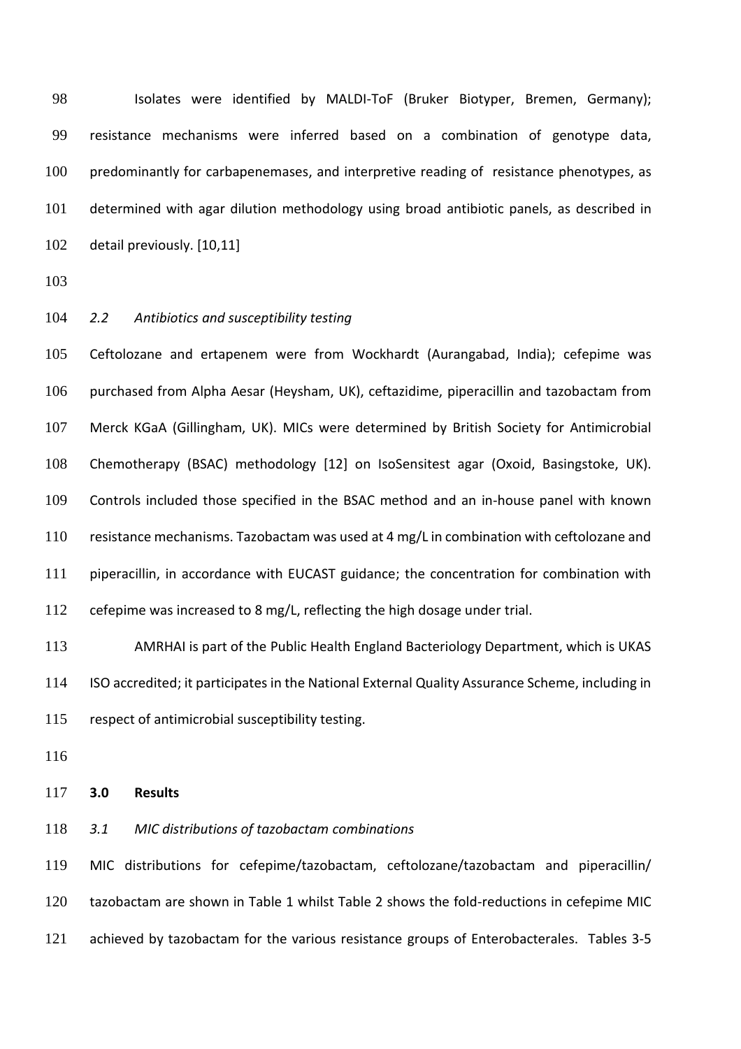Isolates were identified by MALDI-ToF (Bruker Biotyper, Bremen, Germany); resistance mechanisms were inferred based on a combination of genotype data, predominantly for carbapenemases, and interpretive reading of resistance phenotypes, as determined with agar dilution methodology using broad antibiotic panels, as described in detail previously. [10,11]

### *2.2 Antibiotics and susceptibility testing*

Ceftolozane and ertapenem were from Wockhardt (Aurangabad, India); cefepime was purchased from Alpha Aesar (Heysham, UK), ceftazidime, piperacillin and tazobactam from Merck KGaA (Gillingham, UK). MICs were determined by British Society for Antimicrobial Chemotherapy (BSAC) methodology [12] on IsoSensitest agar (Oxoid, Basingstoke, UK). Controls included those specified in the BSAC method and an in-house panel with known resistance mechanisms. Tazobactam was used at 4 mg/L in combination with ceftolozane and piperacillin, in accordance with EUCAST guidance; the concentration for combination with cefepime was increased to 8 mg/L, reflecting the high dosage under trial.

AMRHAI is part of the Public Health England Bacteriology Department, which is UKAS ISO accredited; it participates in the National External Quality Assurance Scheme, including in respect of antimicrobial susceptibility testing.

## 3.0 Results

### *3.1 MIC distributions of tazobactam combinations*

MIC distributions for cefepime/tazobactam, ceftolozane/tazobactam and piperacillin/ tazobactam are shown in Table 1 whilst Table 2 shows the fold-reductions in cefepime MIC achieved by tazobactam for the various resistance groups of Enterobacterales. Tables 3-5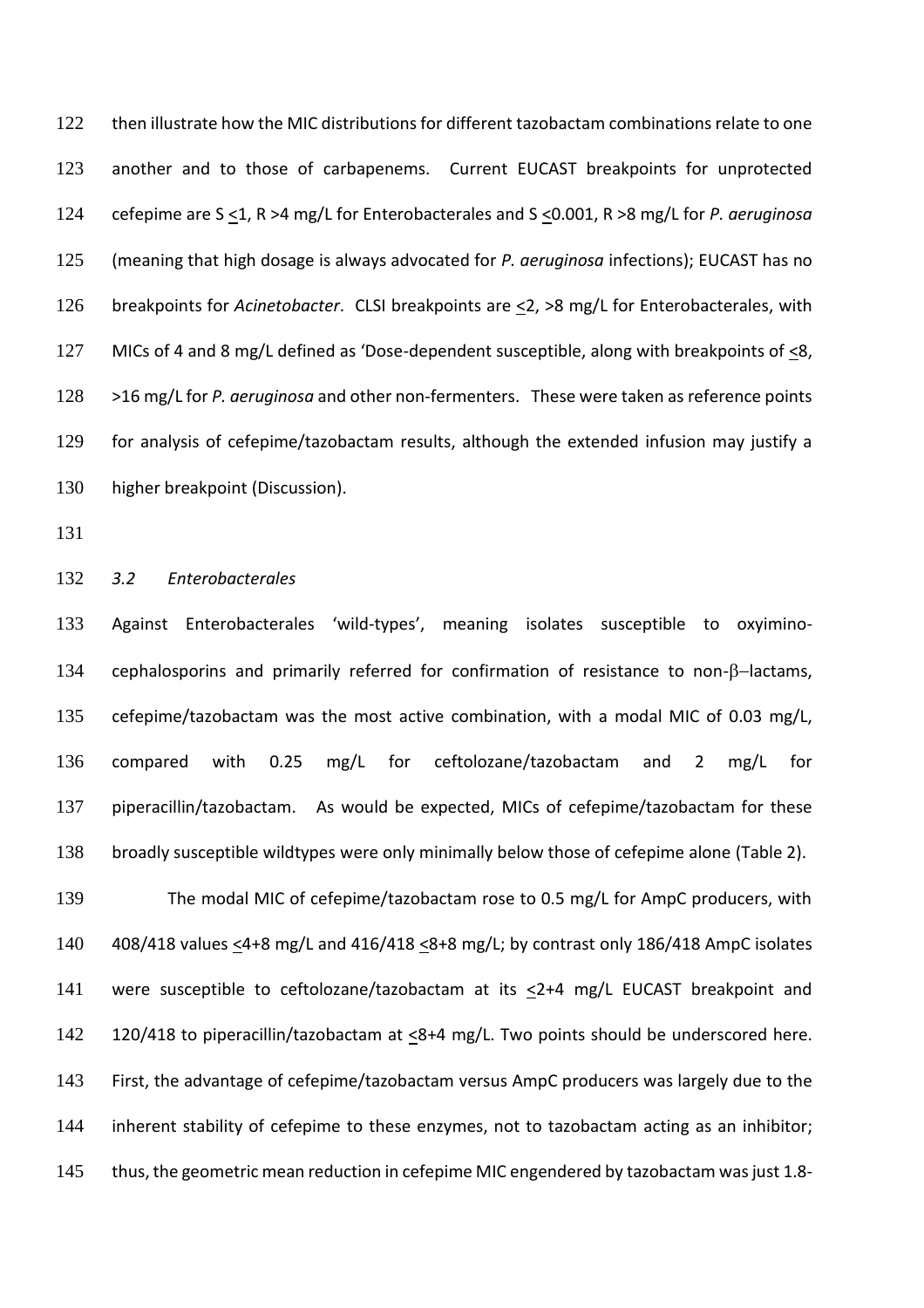then illustrate how the MIC distributions for different tazobactam combinations relate to one another and to those of carbapenems. Current EUCAST breakpoints for unprotected cefepime are S ≤1, R >4 mg/L for Enterobacterales and S ≤0.001, R >8 mg/L for *P. aeruginosa* (meaning that high dosage is always advocated for *P. aeruginosa* infections); EUCAST has no breakpoints for *Acinetobacter*. CLSI breakpoints are ≤2, >8 mg/L for Enterobacterales, with MICs of 4 and 8 mg/L defined as 'Dose-dependent susceptible, along with breakpoints of ≤8, >16 mg/L for *P. aeruginosa* and other non-fermenters. These were taken as reference points for analysis of cefepime/tazobactam results, although the extended infusion may justify a higher breakpoint (Discussion).

### *3.2 Enterobacterales*

Against Enterobacterales 'wild-types', meaning isolates susceptible to oxyimino-cephalosporins and primarily referred for confirmation of resistance to non-β–lactams, cefepime/tazobactam was the most active combination, with a modal MIC of 0.03 mg/L, compared with 0.25 mg/L for ceftolozane/tazobactam and 2 mg/L for piperacillin/tazobactam. As would be expected, MICs of cefepime/tazobactam for these broadly susceptible wildtypes were only minimally below those of cefepime alone (Table 2).

The modal MIC of cefepime/tazobactam rose to 0.5 mg/L for AmpC producers, with 408/418 values ≤4+8 mg/L and 416/418 ≤8+8 mg/L; by contrast only 186/418 AmpC isolates were susceptible to ceftolozane/tazobactam at its ≤2+4 mg/L EUCAST breakpoint and 120/418 to piperacillin/tazobactam at ≤8+4 mg/L. Two points should be underscored here. First, the advantage of cefepime/tazobactam versus AmpC producers was largely due to the inherent stability of cefepime to these enzymes, not to tazobactam acting as an inhibitor; thus, the geometric mean reduction in cefepime MIC engendered by tazobactam was just 1.8-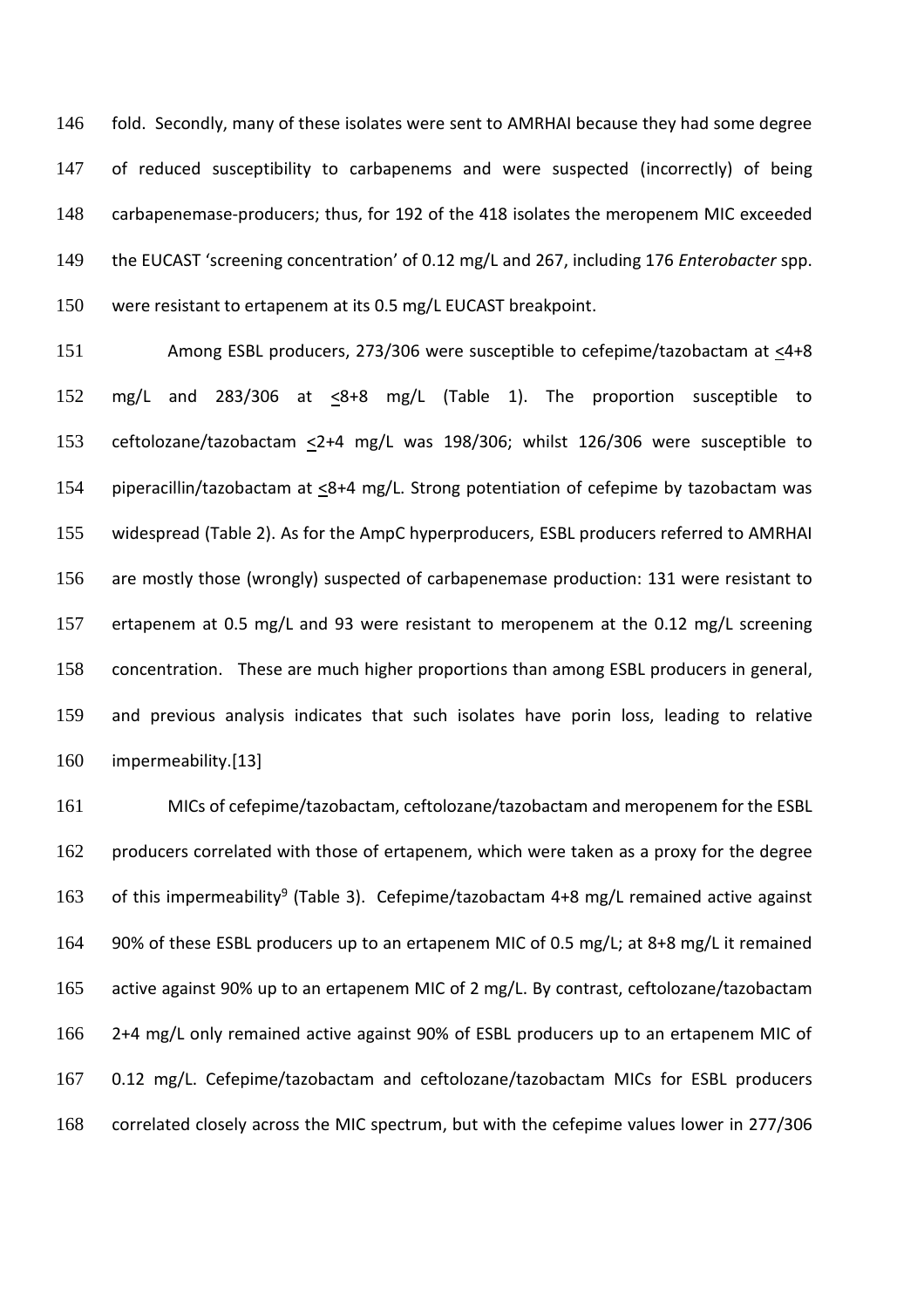fold. Secondly, many of these isolates were sent to AMRHAI because they had some degree of reduced susceptibility to carbapenems and were suspected (incorrectly) of being carbapenemase-producers; thus, for 192 of the 418 isolates the meropenem MIC exceeded the EUCAST 'screening concentration' of 0.12 mg/L and 267, including 176 *Enterobacter* spp. were resistant to ertapenem at its 0.5 mg/L EUCAST breakpoint.

Among ESBL producers, 273/306 were susceptible to cefepime/tazobactam at ≤4+8 mg/L and 283/306 at ≤8+8 mg/L (Table 1). The proportion susceptible to ceftolozane/tazobactam ≤2+4 mg/L was 198/306; whilst 126/306 were susceptible to piperacillin/tazobactam at ≤8+4 mg/L. Strong potentiation of cefepime by tazobactam was widespread (Table 2). As for the AmpC hyperproducers, ESBL producers referred to AMRHAI are mostly those (wrongly) suspected of carbapenemase production: 131 were resistant to ertapenem at 0.5 mg/L and 93 were resistant to meropenem at the 0.12 mg/L screening concentration. These are much higher proportions than among ESBL producers in general, and previous analysis indicates that such isolates have porin loss, leading to relative impermeability.[13]

MICs of cefepime/tazobactam, ceftolozane/tazobactam and meropenem for the ESBL producers correlated with those of ertapenem, which were taken as a proxy for the degree of this impermeability[9] (Table 3). Cefepime/tazobactam 4+8 mg/L remained active against 90% of these ESBL producers up to an ertapenem MIC of 0.5 mg/L; at 8+8 mg/L it remained active against 90% up to an ertapenem MIC of 2 mg/L. By contrast, ceftolozane/tazobactam 2+4 mg/L only remained active against 90% of ESBL producers up to an ertapenem MIC of 0.12 mg/L. Cefepime/tazobactam and ceftolozane/tazobactam MICs for ESBL producers correlated closely across the MIC spectrum, but with the cefepime values lower in 277/306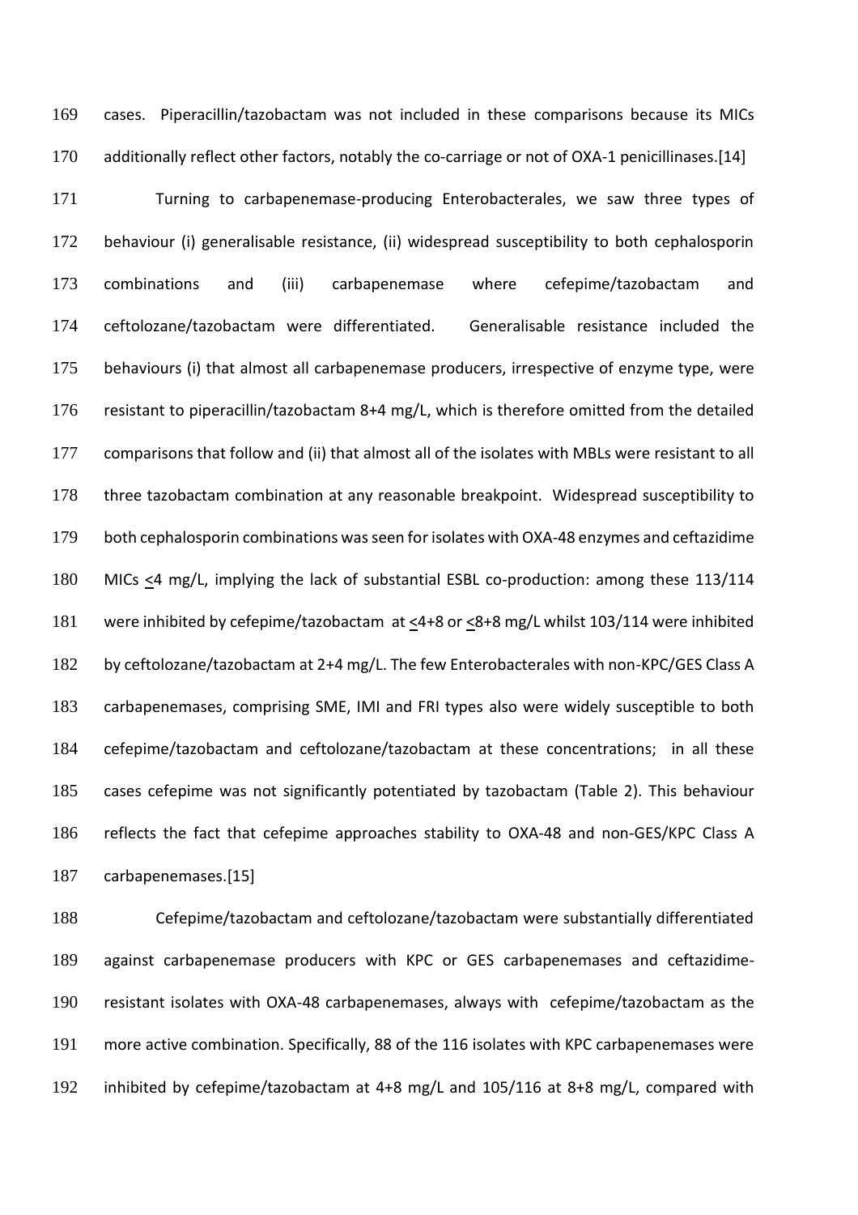cases. Piperacillin/tazobactam was not included in these comparisons because its MICs additionally reflect other factors, notably the co-carriage or not of OXA-1 penicillinases.[14]

Turning to carbapenemase-producing Enterobacterales, we saw three types of behaviour (i) generalisable resistance, (ii) widespread susceptibility to both cephalosporin combinations and (iii) carbapenemase where cefepime/tazobactam and ceftolozane/tazobactam were differentiated. Generalisable resistance included the behaviours (i) that almost all carbapenemase producers, irrespective of enzyme type, were resistant to piperacillin/tazobactam 8+4 mg/L, which is therefore omitted from the detailed comparisons that follow and (ii) that almost all of the isolates with MBLs were resistant to all three tazobactam combination at any reasonable breakpoint. Widespread susceptibility to both cephalosporin combinations was seen for isolates with OXA-48 enzymes and ceftazidime MICs $\leq$4 mg/L, implying the lack of substantial ESBL co-production: among these 113/114 were inhibited by cefepime/tazobactam at $\leq$4+8 or $\leq$8+8 mg/L whilst 103/114 were inhibited by ceftolozane/tazobactam at 2+4 mg/L. The few Enterobacterales with non-KPC/GES Class A carbapenemases, comprising SME, IMI and FRI types also were widely susceptible to both cefepime/tazobactam and ceftolozane/tazobactam at these concentrations; in all these cases cefepime was not significantly potentiated by tazobactam (Table 2). This behaviour reflects the fact that cefepime approaches stability to OXA-48 and non-GES/KPC Class A carbapenemases.[15]

Cefepime/tazobactam and ceftolozane/tazobactam were substantially differentiated against carbapenemase producers with KPC or GES carbapenemases and ceftazidime-resistant isolates with OXA-48 carbapenemases, always with cefepime/tazobactam as the more active combination. Specifically, 88 of the 116 isolates with KPC carbapenemases were inhibited by cefepime/tazobactam at 4+8 mg/L and 105/116 at 8+8 mg/L, compared with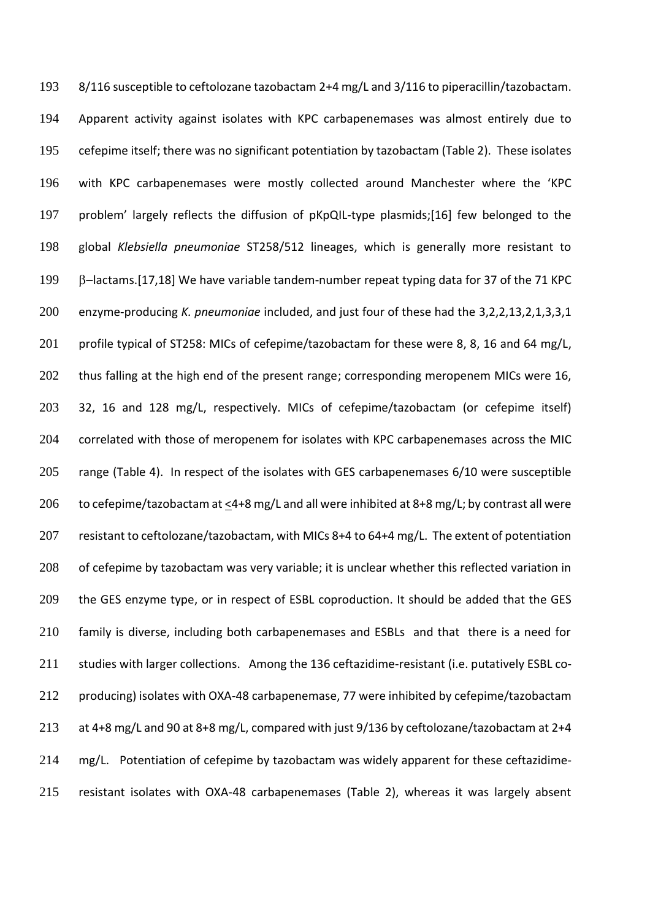8/116 susceptible to ceftolozane tazobactam 2+4 mg/L and 3/116 to piperacillin/tazobactam. Apparent activity against isolates with KPC carbapenemases was almost entirely due to cefepime itself; there was no significant potentiation by tazobactam (Table 2). These isolates with KPC carbapenemases were mostly collected around Manchester where the 'KPC problem' largely reflects the diffusion of pKpQIL-type plasmids;[16] few belonged to the global *Klebsiella pneumoniae* ST258/512 lineages, which is generally more resistant to β–lactams.[17,18] We have variable tandem-number repeat typing data for 37 of the 71 KPC enzyme-producing *K. pneumoniae* included, and just four of these had the 3,2,2,13,2,1,3,3,1 profile typical of ST258: MICs of cefepime/tazobactam for these were 8, 8, 16 and 64 mg/L, thus falling at the high end of the present range; corresponding meropenem MICs were 16, 32, 16 and 128 mg/L, respectively. MICs of cefepime/tazobactam (or cefepime itself) correlated with those of meropenem for isolates with KPC carbapenemases across the MIC range (Table 4). In respect of the isolates with GES carbapenemases 6/10 were susceptible to cefepime/tazobactam at ≤4+8 mg/L and all were inhibited at 8+8 mg/L; by contrast all were resistant to ceftolozane/tazobactam, with MICs 8+4 to 64+4 mg/L. The extent of potentiation of cefepime by tazobactam was very variable; it is unclear whether this reflected variation in the GES enzyme type, or in respect of ESBL coproduction. It should be added that the GES family is diverse, including both carbapenemases and ESBLs and that there is a need for studies with larger collections. Among the 136 ceftazidime-resistant (i.e. putatively ESBL co-producing) isolates with OXA-48 carbapenemase, 77 were inhibited by cefepime/tazobactam at 4+8 mg/L and 90 at 8+8 mg/L, compared with just 9/136 by ceftolozane/tazobactam at 2+4 mg/L. Potentiation of cefepime by tazobactam was widely apparent for these ceftazidime-resistant isolates with OXA-48 carbapenemases (Table 2), whereas it was largely absent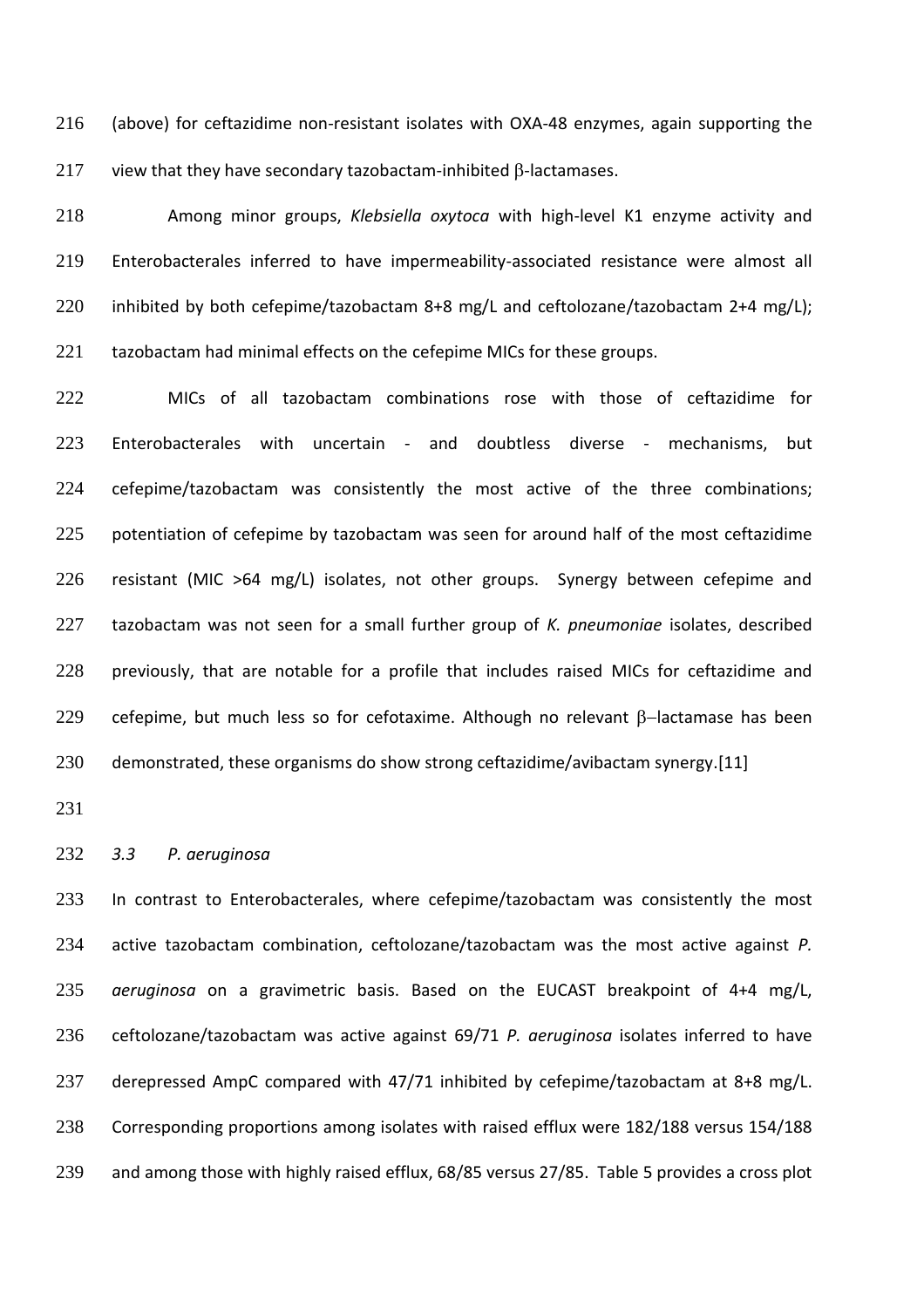(above) for ceftazidime non-resistant isolates with OXA-48 enzymes, again supporting the view that they have secondary tazobactam-inhibited β-lactamases.

Among minor groups, *Klebsiella oxytoca* with high-level K1 enzyme activity and Enterobacterales inferred to have impermeability-associated resistance were almost all inhibited by both cefepime/tazobactam 8+8 mg/L and ceftolozane/tazobactam 2+4 mg/L); tazobactam had minimal effects on the cefepime MICs for these groups.

MICs of all tazobactam combinations rose with those of ceftazidime for Enterobacterales with uncertain - and doubtless diverse - mechanisms, but cefepime/tazobactam was consistently the most active of the three combinations; potentiation of cefepime by tazobactam was seen for around half of the most ceftazidime resistant (MIC >64 mg/L) isolates, not other groups. Synergy between cefepime and tazobactam was not seen for a small further group of *K. pneumoniae* isolates, described previously, that are notable for a profile that includes raised MICs for ceftazidime and cefepime, but much less so for cefotaxime. Although no relevant β–lactamase has been demonstrated, these organisms do show strong ceftazidime/avibactam synergy.[11]

### *3.3 P. aeruginosa*

In contrast to Enterobacterales, where cefepime/tazobactam was consistently the most active tazobactam combination, ceftolozane/tazobactam was the most active against *P. aeruginosa* on a gravimetric basis. Based on the EUCAST breakpoint of 4+4 mg/L, ceftolozane/tazobactam was active against 69/71 *P. aeruginosa* isolates inferred to have derepressed AmpC compared with 47/71 inhibited by cefepime/tazobactam at 8+8 mg/L. Corresponding proportions among isolates with raised efflux were 182/188 versus 154/188 and among those with highly raised efflux, 68/85 versus 27/85. Table 5 provides a cross plot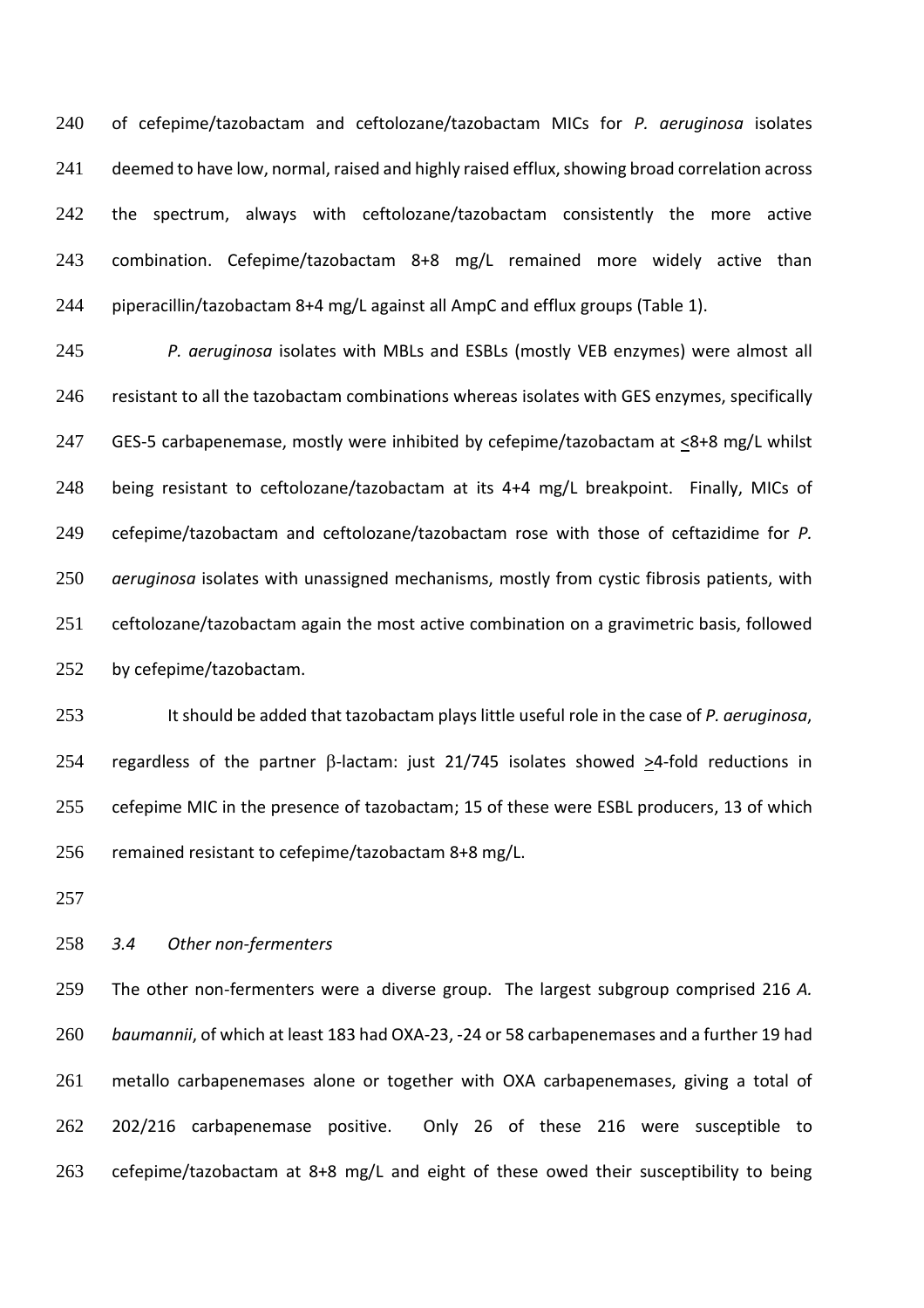of cefepime/tazobactam and ceftolozane/tazobactam MICs for *P. aeruginosa* isolates deemed to have low, normal, raised and highly raised efflux, showing broad correlation across the spectrum, always with ceftolozane/tazobactam consistently the more active combination. Cefepime/tazobactam 8+8 mg/L remained more widely active than piperacillin/tazobactam 8+4 mg/L against all AmpC and efflux groups (Table 1).

*P. aeruginosa* isolates with MBLs and ESBLs (mostly VEB enzymes) were almost all resistant to all the tazobactam combinations whereas isolates with GES enzymes, specifically GES-5 carbapenemase, mostly were inhibited by cefepime/tazobactam at $\leq$8+8 mg/L whilst being resistant to ceftolozane/tazobactam at its 4+4 mg/L breakpoint. Finally, MICs of cefepime/tazobactam and ceftolozane/tazobactam rose with those of ceftazidime for *P. aeruginosa* isolates with unassigned mechanisms, mostly from cystic fibrosis patients, with ceftolozane/tazobactam again the most active combination on a gravimetric basis, followed by cefepime/tazobactam.

It should be added that tazobactam plays little useful role in the case of *P. aeruginosa*, regardless of the partner β-lactam: just 21/745 isolates showed $\geq$4-fold reductions in cefepime MIC in the presence of tazobactam; 15 of these were ESBL producers, 13 of which remained resistant to cefepime/tazobactam 8+8 mg/L.

### *3.4 Other non-fermenters*

The other non-fermenters were a diverse group. The largest subgroup comprised 216 *A. baumannii*, of which at least 183 had OXA-23, -24 or 58 carbapenemases and a further 19 had metallo carbapenemases alone or together with OXA carbapenemases, giving a total of 202/216 carbapenemase positive. Only 26 of these 216 were susceptible to cefepime/tazobactam at 8+8 mg/L and eight of these owed their susceptibility to being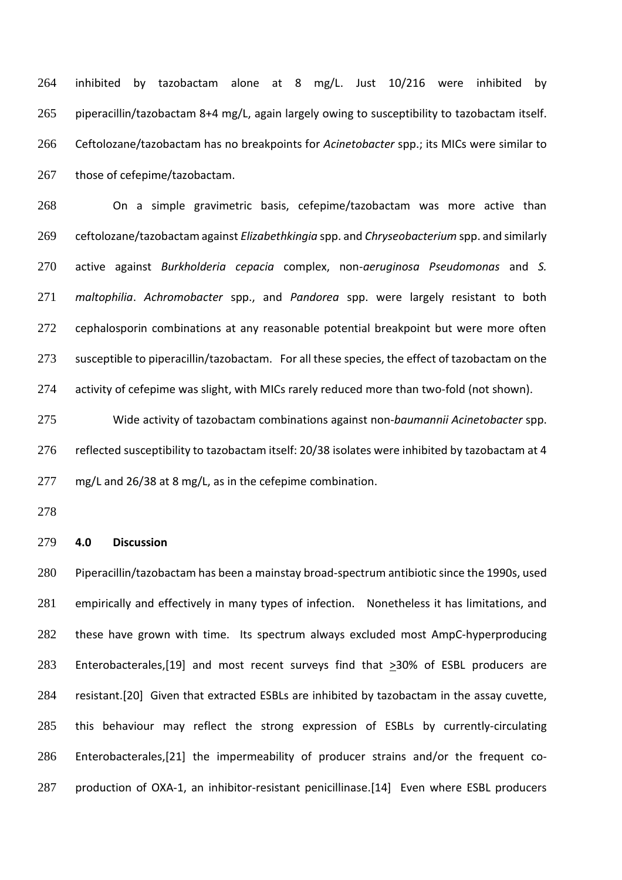inhibited by tazobactam alone at 8 mg/L. Just 10/216 were inhibited by piperacillin/tazobactam 8+4 mg/L, again largely owing to susceptibility to tazobactam itself. Ceftolozane/tazobactam has no breakpoints for *Acinetobacter* spp.; its MICs were similar to those of cefepime/tazobactam.

On a simple gravimetric basis, cefepime/tazobactam was more active than ceftolozane/tazobactam against *Elizabethkingia* spp. and *Chryseobacterium* spp. and similarly active against *Burkholderia cepacia* complex, non-*aeruginosa Pseudomonas* and *S. maltophilia*. *Achromobacter* spp., and *Pandorea* spp. were largely resistant to both cephalosporin combinations at any reasonable potential breakpoint but were more often susceptible to piperacillin/tazobactam. For all these species, the effect of tazobactam on the activity of cefepime was slight, with MICs rarely reduced more than two-fold (not shown).

Wide activity of tazobactam combinations against non-*baumannii Acinetobacter* spp. reflected susceptibility to tazobactam itself: 20/38 isolates were inhibited by tazobactam at 4 mg/L and 26/38 at 8 mg/L, as in the cefepime combination.

## 4.0 Discussion

Piperacillin/tazobactam has been a mainstay broad-spectrum antibiotic since the 1990s, used empirically and effectively in many types of infection. Nonetheless it has limitations, and these have grown with time. Its spectrum always excluded most AmpC-hyperproducing Enterobacterales,[19] and most recent surveys find that ≥30% of ESBL producers are resistant.[20] Given that extracted ESBLs are inhibited by tazobactam in the assay cuvette, this behaviour may reflect the strong expression of ESBLs by currently-circulating Enterobacterales,[21] the impermeability of producer strains and/or the frequent co-production of OXA-1, an inhibitor-resistant penicillinase.[14] Even where ESBL producers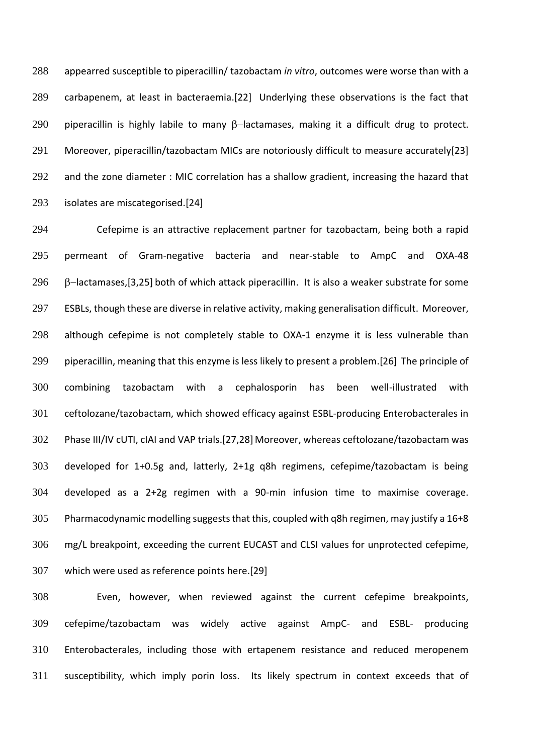appearred susceptible to piperacillin/ tazobactam *in vitro*, outcomes were worse than with a carbapenem, at least in bacteraemia.[22] Underlying these observations is the fact that piperacillin is highly labile to many β–lactamases, making it a difficult drug to protect. Moreover, piperacillin/tazobactam MICs are notoriously difficult to measure accurately[23] and the zone diameter : MIC correlation has a shallow gradient, increasing the hazard that isolates are miscategorised.[24]

Cefepime is an attractive replacement partner for tazobactam, being both a rapid permeant of Gram-negative bacteria and near-stable to AmpC and OXA-48 β–lactamases,[3,25] both of which attack piperacillin. It is also a weaker substrate for some ESBLs, though these are diverse in relative activity, making generalisation difficult. Moreover, although cefepime is not completely stable to OXA-1 enzyme it is less vulnerable than piperacillin, meaning that this enzyme is less likely to present a problem.[26] The principle of combining tazobactam with a cephalosporin has been well-illustrated with ceftolozane/tazobactam, which showed efficacy against ESBL-producing Enterobacterales in Phase III/IV cUTI, cIAI and VAP trials.[27,28] Moreover, whereas ceftolozane/tazobactam was developed for 1+0.5g and, latterly, 2+1g q8h regimens, cefepime/tazobactam is being developed as a 2+2g regimen with a 90-min infusion time to maximise coverage. Pharmacodynamic modelling suggests that this, coupled with q8h regimen, may justify a 16+8 mg/L breakpoint, exceeding the current EUCAST and CLSI values for unprotected cefepime, which were used as reference points here.[29]

Even, however, when reviewed against the current cefepime breakpoints, cefepime/tazobactam was widely active against AmpC- and ESBL- producing Enterobacterales, including those with ertapenem resistance and reduced meropenem susceptibility, which imply porin loss. Its likely spectrum in context exceeds that of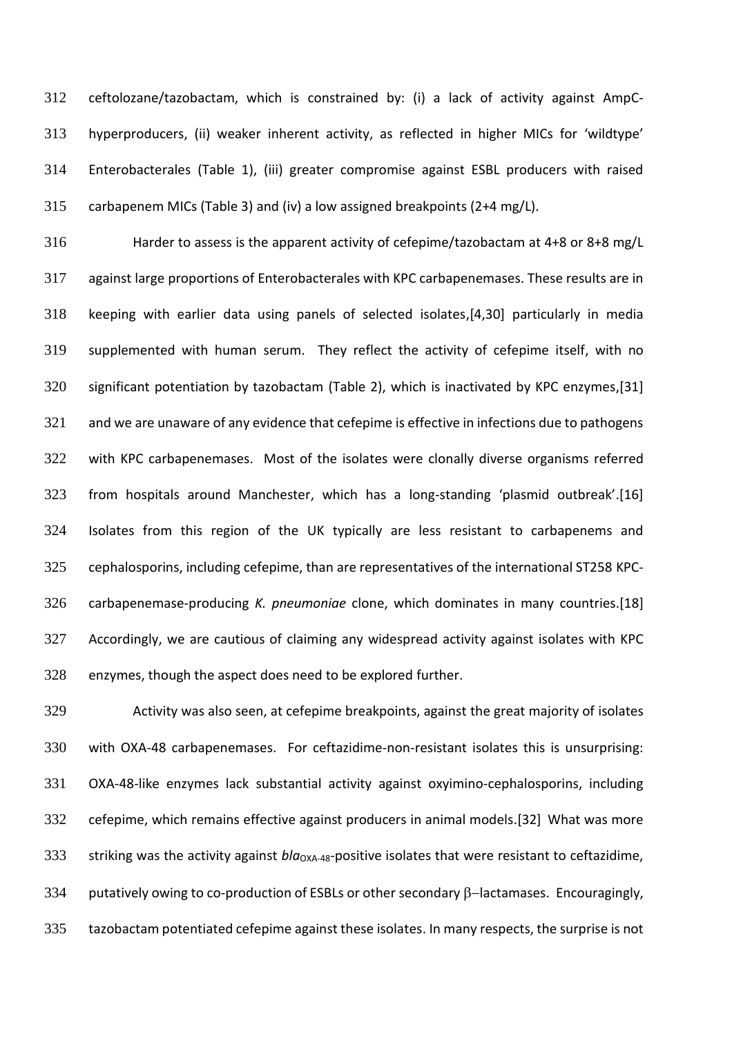ceftolozane/tazobactam, which is constrained by: (i) a lack of activity against AmpC-hyperproducers, (ii) weaker inherent activity, as reflected in higher MICs for 'wildtype' Enterobacterales (Table 1), (iii) greater compromise against ESBL producers with raised carbapenem MICs (Table 3) and (iv) a low assigned breakpoints (2+4 mg/L).

Harder to assess is the apparent activity of cefepime/tazobactam at 4+8 or 8+8 mg/L against large proportions of Enterobacterales with KPC carbapenemases. These results are in keeping with earlier data using panels of selected isolates,[4,30] particularly in media supplemented with human serum. They reflect the activity of cefepime itself, with no significant potentiation by tazobactam (Table 2), which is inactivated by KPC enzymes,[31] and we are unaware of any evidence that cefepime is effective in infections due to pathogens with KPC carbapenemases. Most of the isolates were clonally diverse organisms referred from hospitals around Manchester, which has a long-standing 'plasmid outbreak'.[16] Isolates from this region of the UK typically are less resistant to carbapenems and cephalosporins, including cefepime, than are representatives of the international ST258 KPC-carbapenemase-producing *K. pneumoniae* clone, which dominates in many countries.[18] Accordingly, we are cautious of claiming any widespread activity against isolates with KPC enzymes, though the aspect does need to be explored further.

Activity was also seen, at cefepime breakpoints, against the great majority of isolates with OXA-48 carbapenemases. For ceftazidime-non-resistant isolates this is unsurprising: OXA-48-like enzymes lack substantial activity against oxyimino-cephalosporins, including cefepime, which remains effective against producers in animal models.[32] What was more striking was the activity against *bla*$_{OXA-48}$-positive isolates that were resistant to ceftazidime, putatively owing to co-production of ESBLs or other secondary β–lactamases. Encouragingly, tazobactam potentiated cefepime against these isolates. In many respects, the surprise is not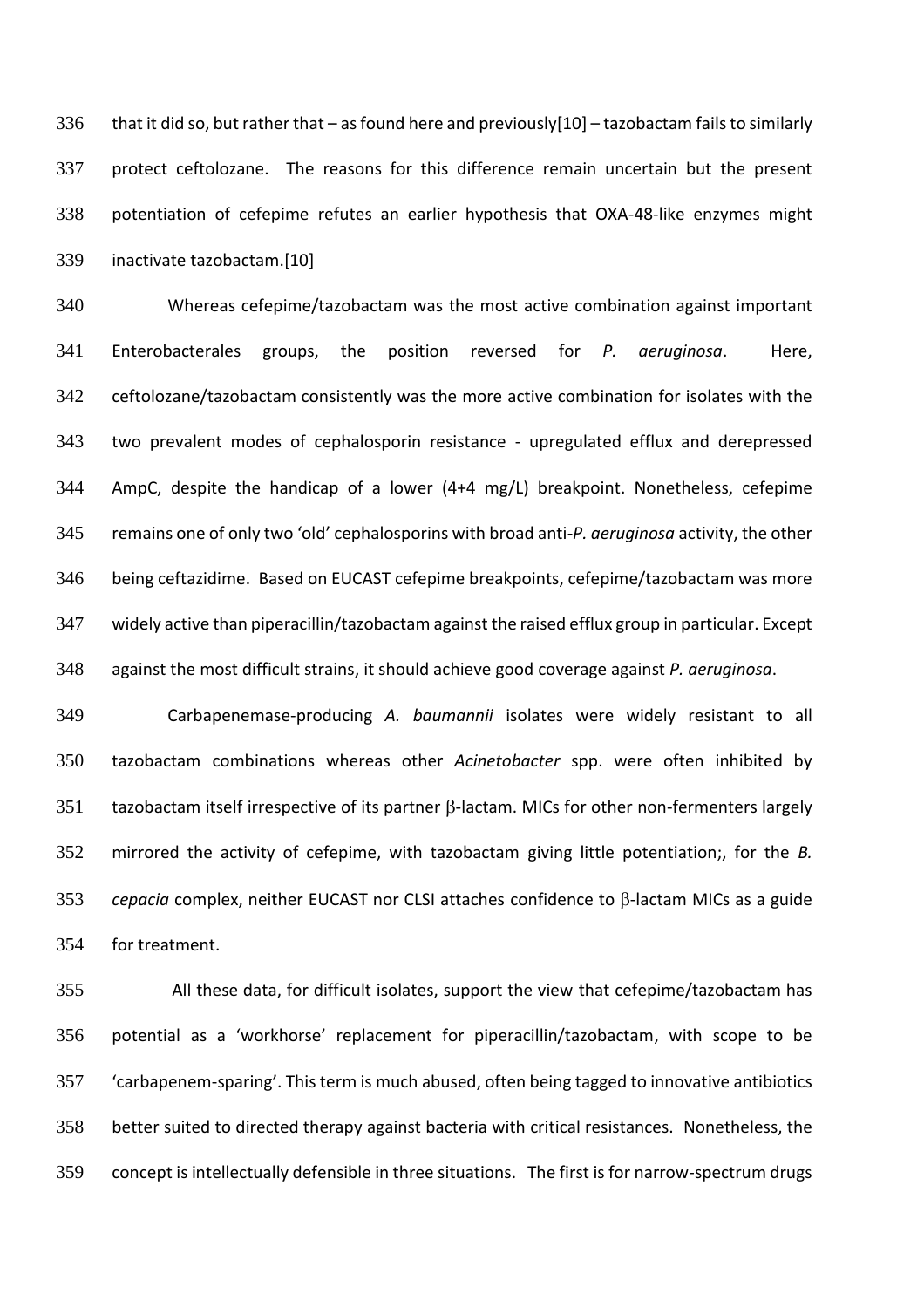that it did so, but rather that – as found here and previously[10] – tazobactam fails to similarly protect ceftolozane. The reasons for this difference remain uncertain but the present potentiation of cefepime refutes an earlier hypothesis that OXA-48-like enzymes might inactivate tazobactam.[10]

Whereas cefepime/tazobactam was the most active combination against important Enterobacterales groups, the position reversed for *P. aeruginosa*. Here, ceftolozane/tazobactam consistently was the more active combination for isolates with the two prevalent modes of cephalosporin resistance - upregulated efflux and derepressed AmpC, despite the handicap of a lower (4+4 mg/L) breakpoint. Nonetheless, cefepime remains one of only two 'old' cephalosporins with broad anti-*P. aeruginosa* activity, the other being ceftazidime. Based on EUCAST cefepime breakpoints, cefepime/tazobactam was more widely active than piperacillin/tazobactam against the raised efflux group in particular. Except against the most difficult strains, it should achieve good coverage against *P. aeruginosa*.

Carbapenemase-producing *A. baumannii* isolates were widely resistant to all tazobactam combinations whereas other *Acinetobacter* spp. were often inhibited by tazobactam itself irrespective of its partner β-lactam. MICs for other non-fermenters largely mirrored the activity of cefepime, with tazobactam giving little potentiation;, for the *B. cepacia* complex, neither EUCAST nor CLSI attaches confidence to β-lactam MICs as a guide for treatment.

All these data, for difficult isolates, support the view that cefepime/tazobactam has potential as a 'workhorse' replacement for piperacillin/tazobactam, with scope to be 'carbapenem-sparing'. This term is much abused, often being tagged to innovative antibiotics better suited to directed therapy against bacteria with critical resistances. Nonetheless, the concept is intellectually defensible in three situations. The first is for narrow-spectrum drugs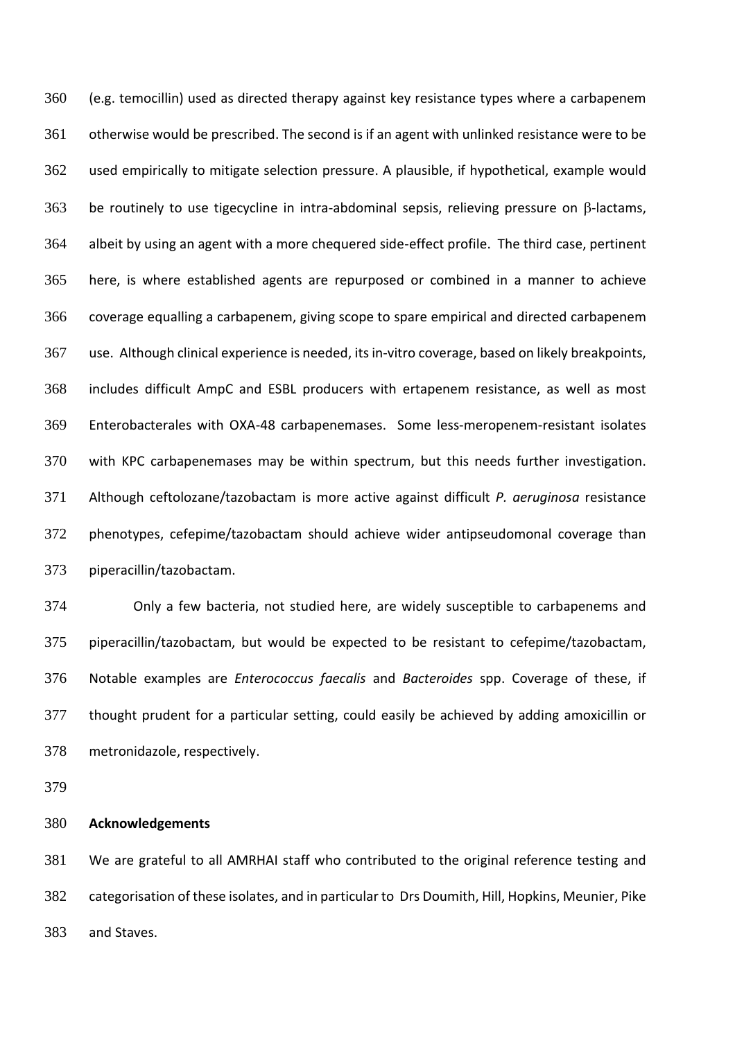(e.g. temocillin) used as directed therapy against key resistance types where a carbapenem otherwise would be prescribed. The second is if an agent with unlinked resistance were to be used empirically to mitigate selection pressure. A plausible, if hypothetical, example would be routinely to use tigecycline in intra-abdominal sepsis, relieving pressure on β-lactams, albeit by using an agent with a more chequered side-effect profile. The third case, pertinent here, is where established agents are repurposed or combined in a manner to achieve coverage equalling a carbapenem, giving scope to spare empirical and directed carbapenem use. Although clinical experience is needed, its in-vitro coverage, based on likely breakpoints, includes difficult AmpC and ESBL producers with ertapenem resistance, as well as most Enterobacterales with OXA-48 carbapenemases. Some less-meropenem-resistant isolates with KPC carbapenemases may be within spectrum, but this needs further investigation. Although ceftolozane/tazobactam is more active against difficult *P. aeruginosa* resistance phenotypes, cefepime/tazobactam should achieve wider antipseudomonal coverage than piperacillin/tazobactam.

Only a few bacteria, not studied here, are widely susceptible to carbapenems and piperacillin/tazobactam, but would be expected to be resistant to cefepime/tazobactam, Notable examples are *Enterococcus faecalis* and *Bacteroides* spp. Coverage of these, if thought prudent for a particular setting, could easily be achieved by adding amoxicillin or metronidazole, respectively.

**Acknowledgements**

We are grateful to all AMRHAI staff who contributed to the original reference testing and categorisation of these isolates, and in particular to Drs Doumith, Hill, Hopkins, Meunier, Pike and Staves.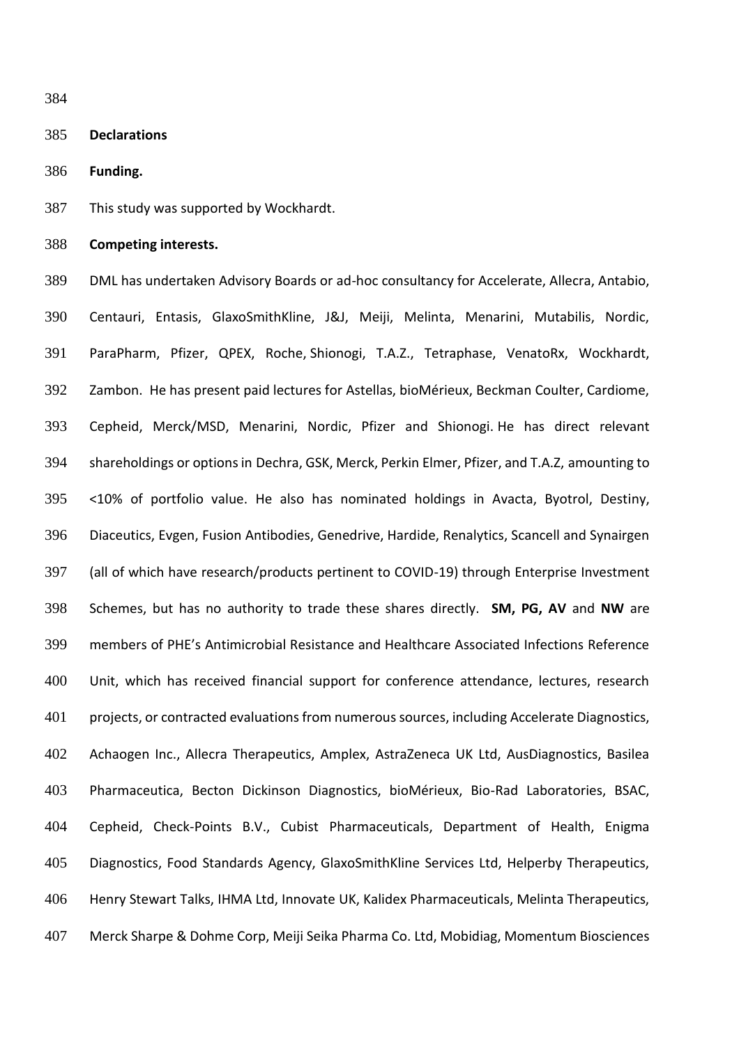**Declarations**

**Funding.**

This study was supported by Wockhardt.

**Competing interests.**

DML has undertaken Advisory Boards or ad-hoc consultancy for Accelerate, Allecra, Antabio, Centauri, Entasis, GlaxoSmithKline, J&J, Meiji, Melinta, Menarini, Mutabilis, Nordic, ParaPharm, Pfizer, QPEX, Roche, Shionogi, T.A.Z., Tetraphase, VenatoRx, Wockhardt, Zambon. He has present paid lectures for Astellas, bioMérieux, Beckman Coulter, Cardiome, Cepheid, Merck/MSD, Menarini, Nordic, Pfizer and Shionogi. He has direct relevant shareholdings or options in Dechra, GSK, Merck, Perkin Elmer, Pfizer, and T.A.Z, amounting to <10% of portfolio value. He also has nominated holdings in Avacta, Byotrol, Destiny, Diaceutics, Evgen, Fusion Antibodies, Genedrive, Hardide, Renalytics, Scancell and Synairgen (all of which have research/products pertinent to COVID-19) through Enterprise Investment Schemes, but has no authority to trade these shares directly. **SM, PG, AV** and **NW** are members of PHE's Antimicrobial Resistance and Healthcare Associated Infections Reference Unit, which has received financial support for conference attendance, lectures, research projects, or contracted evaluations from numerous sources, including Accelerate Diagnostics, Achaogen Inc., Allecra Therapeutics, Amplex, AstraZeneca UK Ltd, AusDiagnostics, Basilea Pharmaceutica, Becton Dickinson Diagnostics, bioMérieux, Bio-Rad Laboratories, BSAC, Cepheid, Check-Points B.V., Cubist Pharmaceuticals, Department of Health, Enigma Diagnostics, Food Standards Agency, GlaxoSmithKline Services Ltd, Helperby Therapeutics, Henry Stewart Talks, IHMA Ltd, Innovate UK, Kalidex Pharmaceuticals, Melinta Therapeutics, Merck Sharpe & Dohme Corp, Meiji Seika Pharma Co. Ltd, Mobidiag, Momentum Biosciences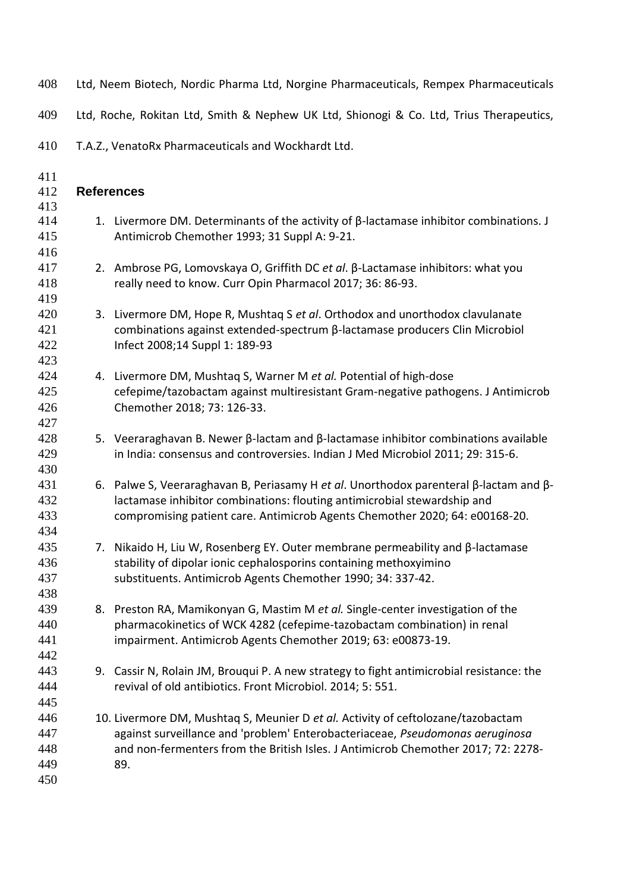Ltd, Neem Biotech, Nordic Pharma Ltd, Norgine Pharmaceuticals, Rempex Pharmaceuticals Ltd, Roche, Rokitan Ltd, Smith & Nephew UK Ltd, Shionogi & Co. Ltd, Trius Therapeutics, T.A.Z., VenatoRx Pharmaceuticals and Wockhardt Ltd.

## References

1. Livermore DM. Determinants of the activity of β-lactamase inhibitor combinations. J Antimicrob Chemother 1993; 31 Suppl A: 9-21.

2. Ambrose PG, Lomovskaya O, Griffith DC *et al*. β-Lactamase inhibitors: what you really need to know. Curr Opin Pharmacol 2017; 36: 86-93.

3. Livermore DM, Hope R, Mushtaq S *et al*. Orthodox and unorthodox clavulanate combinations against extended-spectrum β-lactamase producers Clin Microbiol Infect 2008;14 Suppl 1: 189-93

4. Livermore DM, Mushtaq S, Warner M *et al.* Potential of high-dose cefepime/tazobactam against multiresistant Gram-negative pathogens. J Antimicrob Chemother 2018; 73: 126-33.

5. Veeraraghavan B. Newer β-lactam and β-lactamase inhibitor combinations available in India: consensus and controversies. Indian J Med Microbiol 2011; 29: 315-6.

6. Palwe S, Veeraraghavan B, Periasamy H *et al*. Unorthodox parenteral β-lactam and β-lactamase inhibitor combinations: flouting antimicrobial stewardship and compromising patient care. Antimicrob Agents Chemother 2020; 64: e00168-20.

7. Nikaido H, Liu W, Rosenberg EY. Outer membrane permeability and β-lactamase stability of dipolar ionic cephalosporins containing methoxyimino substituents. Antimicrob Agents Chemother 1990; 34: 337-42.

8. Preston RA, Mamikonyan G, Mastim M *et al.* Single-center investigation of the pharmacokinetics of WCK 4282 (cefepime-tazobactam combination) in renal impairment. Antimicrob Agents Chemother 2019; 63: e00873-19.

9. Cassir N, Rolain JM, Brouqui P. A new strategy to fight antimicrobial resistance: the revival of old antibiotics. Front Microbiol. 2014; 5: 551.

10. Livermore DM, Mushtaq S, Meunier D *et al.* Activity of ceftolozane/tazobactam against surveillance and 'problem' Enterobacteriaceae, *Pseudomonas aeruginosa* and non-fermenters from the British Isles. J Antimicrob Chemother 2017; 72: 2278-89.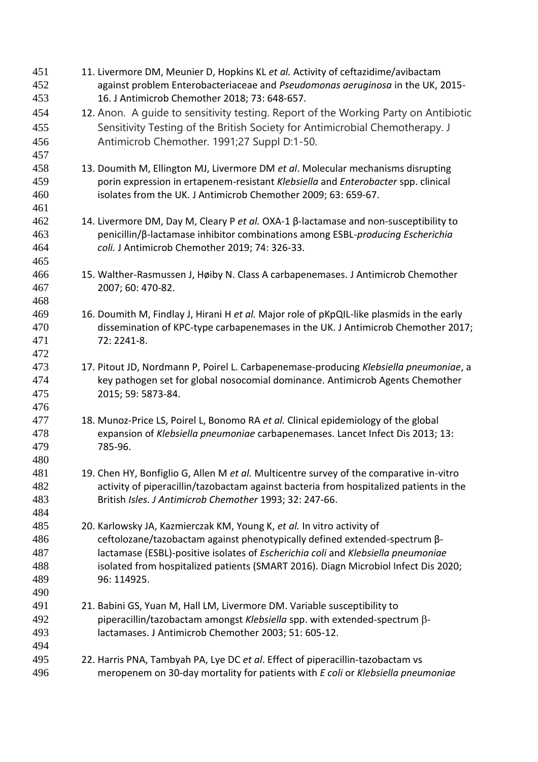11. Livermore DM, Meunier D, Hopkins KL *et al.* Activity of ceftazidime/avibactam against problem Enterobacteriaceae and *Pseudomonas aeruginosa* in the UK, 2015-16. J Antimicrob Chemother 2018; 73: 648-657.

12. Anon. A guide to sensitivity testing. Report of the Working Party on Antibiotic Sensitivity Testing of the British Society for Antimicrobial Chemotherapy. J Antimicrob Chemother. 1991;27 Suppl D:1-50.

13. Doumith M, Ellington MJ, Livermore DM *et al*. Molecular mechanisms disrupting porin expression in ertapenem-resistant *Klebsiella* and *Enterobacter* spp. clinical isolates from the UK. J Antimicrob Chemother 2009; 63: 659-67.

14. Livermore DM, Day M, Cleary P *et al.* OXA-1 β-lactamase and non-susceptibility to penicillin/β-lactamase inhibitor combinations among ESBL-*producing Escherichia coli.* J Antimicrob Chemother 2019; 74: 326-33.

15. Walther-Rasmussen J, Høiby N. Class A carbapenemases. J Antimicrob Chemother 2007; 60: 470-82.

16. Doumith M, Findlay J, Hirani H *et al.* Major role of pKpQIL-like plasmids in the early dissemination of KPC-type carbapenemases in the UK. J Antimicrob Chemother 2017; 72: 2241-8.

17. Pitout JD, Nordmann P, Poirel L. Carbapenemase-producing *Klebsiella pneumoniae*, a key pathogen set for global nosocomial dominance. Antimicrob Agents Chemother 2015; 59: 5873-84.

18. Munoz-Price LS, Poirel L, Bonomo RA *et al.* Clinical epidemiology of the global expansion of *Klebsiella pneumoniae* carbapenemases. Lancet Infect Dis 2013; 13: 785-96.

19. Chen HY, Bonfiglio G, Allen M *et al.* Multicentre survey of the comparative in-vitro activity of piperacillin/tazobactam against bacteria from hospitalized patients in the British *Isles. J Antimicrob Chemother* 1993; 32: 247-66.

20. Karlowsky JA, Kazmierczak KM, Young K, *et al.* In vitro activity of ceftolozane/tazobactam against phenotypically defined extended-spectrum β-lactamase (ESBL)-positive isolates of *Escherichia coli* and *Klebsiella pneumoniae* isolated from hospitalized patients (SMART 2016). Diagn Microbiol Infect Dis 2020; 96: 114925.

21. Babini GS, Yuan M, Hall LM, Livermore DM. Variable susceptibility to piperacillin/tazobactam amongst *Klebsiella* spp. with extended-spectrum β-lactamases. J Antimicrob Chemother 2003; 51: 605-12.

22. Harris PNA, Tambyah PA, Lye DC *et al*. Effect of piperacillin-tazobactam vs meropenem on 30-day mortality for patients with *E coli* or *Klebsiella pneumoniae*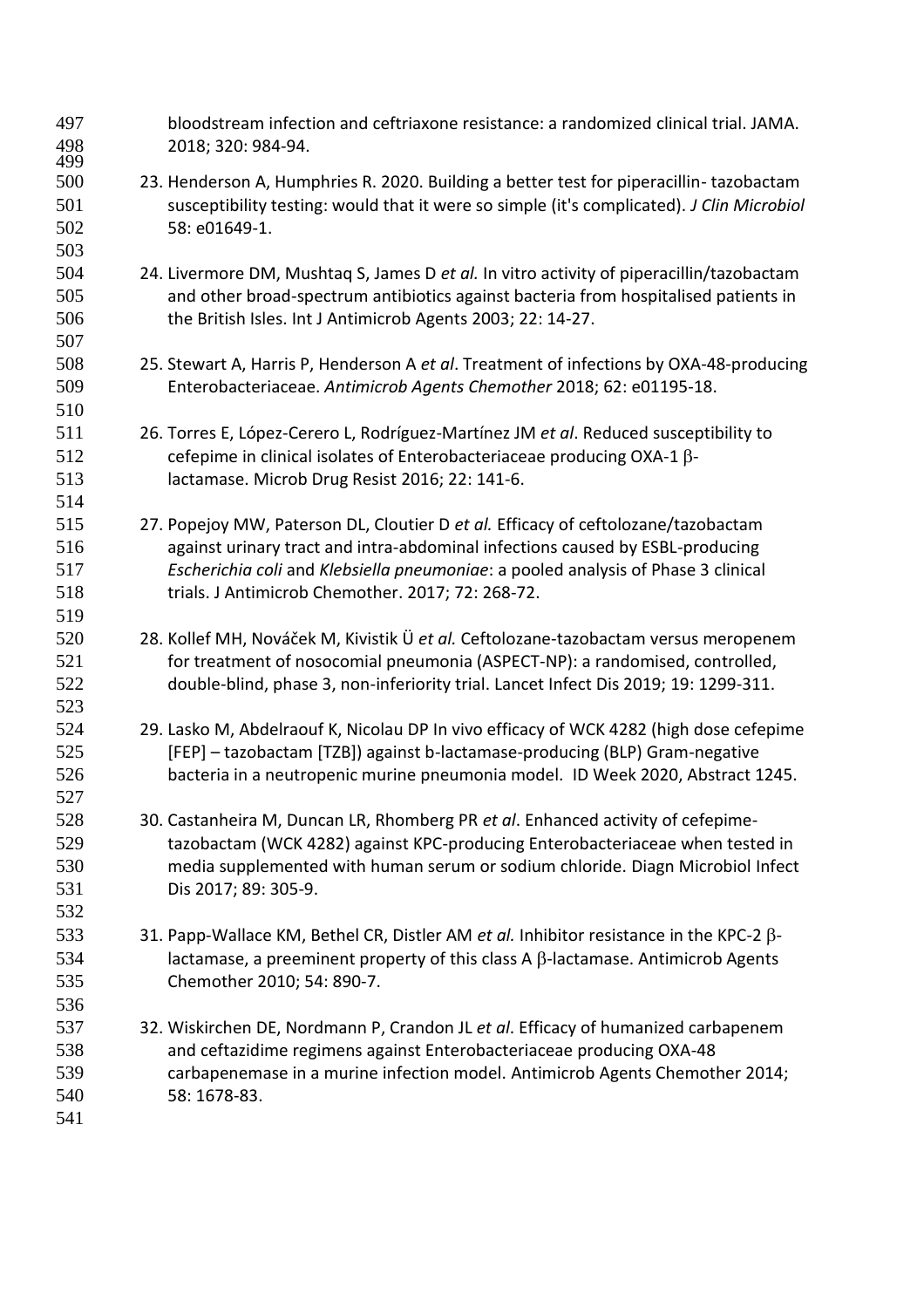bloodstream infection and ceftriaxone resistance: a randomized clinical trial. JAMA. 2018; 320: 984-94.

23. Henderson A, Humphries R. 2020. Building a better test for piperacillin- tazobactam susceptibility testing: would that it were so simple (it's complicated). *J Clin Microbiol* 58: e01649-1.

24. Livermore DM, Mushtaq S, James D *et al.* In vitro activity of piperacillin/tazobactam and other broad-spectrum antibiotics against bacteria from hospitalised patients in the British Isles. Int J Antimicrob Agents 2003; 22: 14-27.

25. Stewart A, Harris P, Henderson A *et al*. Treatment of infections by OXA-48-producing Enterobacteriaceae. *Antimicrob Agents Chemother* 2018; 62: e01195-18.

26. Torres E, López-Cerero L, Rodríguez-Martínez JM *et al*. Reduced susceptibility to cefepime in clinical isolates of Enterobacteriaceae producing OXA-1 β-lactamase. Microb Drug Resist 2016; 22: 141-6.

27. Popejoy MW, Paterson DL, Cloutier D *et al.* Efficacy of ceftolozane/tazobactam against urinary tract and intra-abdominal infections caused by ESBL-producing *Escherichia coli* and *Klebsiella pneumoniae*: a pooled analysis of Phase 3 clinical trials. J Antimicrob Chemother. 2017; 72: 268-72.

28. Kollef MH, Nováček M, Kivistik Ü *et al.* Ceftolozane-tazobactam versus meropenem for treatment of nosocomial pneumonia (ASPECT-NP): a randomised, controlled, double-blind, phase 3, non-inferiority trial. Lancet Infect Dis 2019; 19: 1299-311.

29. Lasko M, Abdelraouf K, Nicolau DP In vivo efficacy of WCK 4282 (high dose cefepime [FEP] – tazobactam [TZB]) against b-lactamase-producing (BLP) Gram-negative bacteria in a neutropenic murine pneumonia model. ID Week 2020, Abstract 1245.

30. Castanheira M, Duncan LR, Rhomberg PR *et al*. Enhanced activity of cefepime-tazobactam (WCK 4282) against KPC-producing Enterobacteriaceae when tested in media supplemented with human serum or sodium chloride. Diagn Microbiol Infect Dis 2017; 89: 305-9.

31. Papp-Wallace KM, Bethel CR, Distler AM *et al.* Inhibitor resistance in the KPC-2 β-lactamase, a preeminent property of this class A β-lactamase. Antimicrob Agents Chemother 2010; 54: 890-7.

32. Wiskirchen DE, Nordmann P, Crandon JL *et al*. Efficacy of humanized carbapenem and ceftazidime regimens against Enterobacteriaceae producing OXA-48 carbapenemase in a murine infection model. Antimicrob Agents Chemother 2014; 58: 1678-83.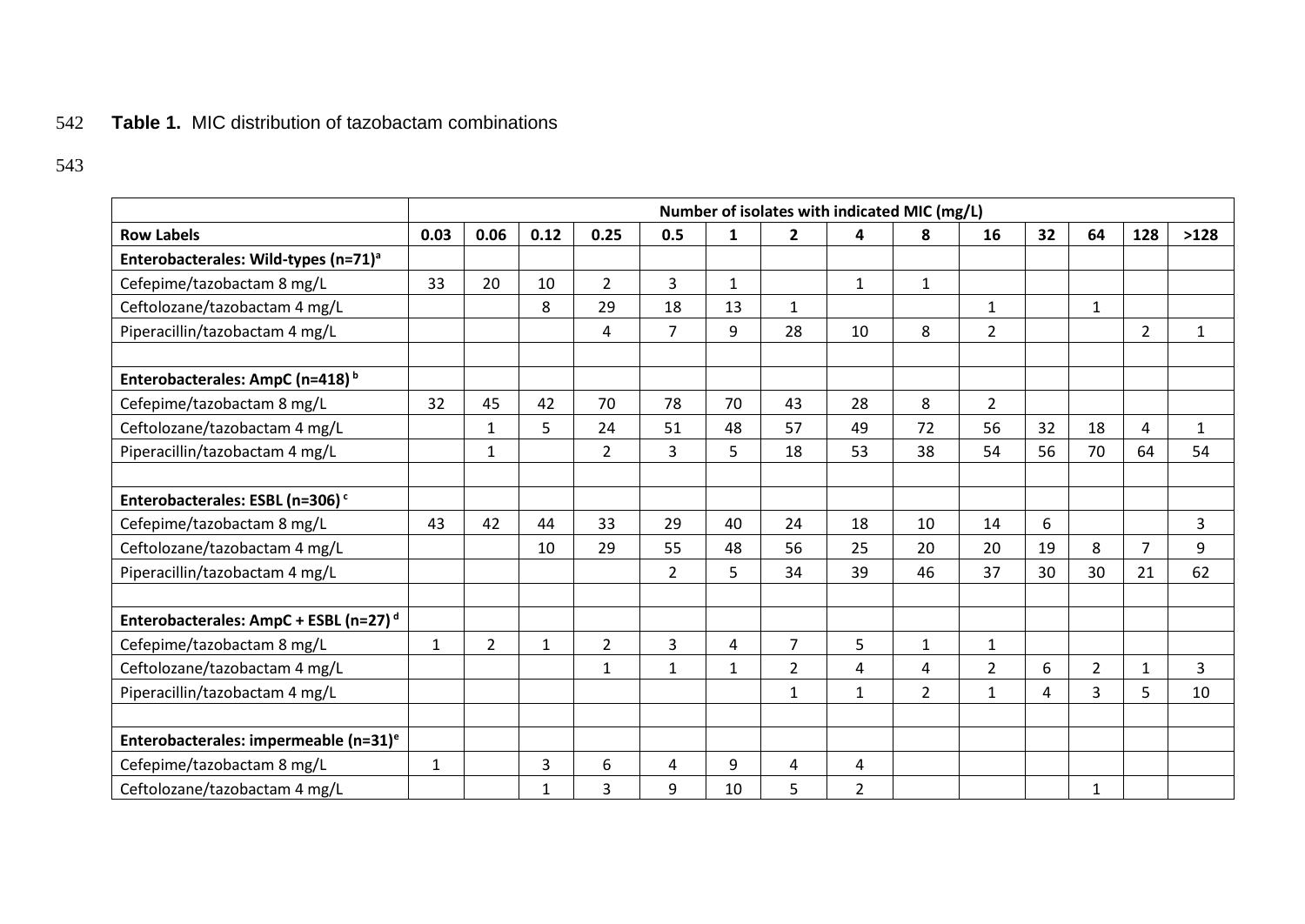**Table 1.** MIC distribution of tazobactam combinations

| | Number of isolates with indicated MIC (mg/L) | | | | | | | | | | | | | |
|---|---|---|---|---|---|---|---|---|---|---|---|---|---|---|
| **Row Labels** | **0.03** | **0.06** | **0.12** | **0.25** | **0.5** | **1** | **2** | **4** | **8** | **16** | **32** | **64** | **128** | **>128** |
| **Enterobacterales: Wild-types (n=71)[a]** | | | | | | | | | | | | | | |
| Cefepime/tazobactam 8 mg/L | 33 | 20 | 10 | 2 | 3 | 1 | | 1 | 1 | | | | | |
| Ceftolozane/tazobactam 4 mg/L | | | 8 | 29 | 18 | 13 | 1 | | | 1 | | 1 | | |
| Piperacillin/tazobactam 4 mg/L | | | | 4 | 7 | 9 | 28 | 10 | 8 | 2 | | | 2 | 1 |
| | | | | | | | | | | | | | | |
| **Enterobacterales: AmpC (n=418)[b]** | | | | | | | | | | | | | | |
| Cefepime/tazobactam 8 mg/L | 32 | 45 | 42 | 70 | 78 | 70 | 43 | 28 | 8 | 2 | | | | |
| Ceftolozane/tazobactam 4 mg/L | | 1 | 5 | 24 | 51 | 48 | 57 | 49 | 72 | 56 | 32 | 18 | 4 | 1 |
| Piperacillin/tazobactam 4 mg/L | | 1 | | 2 | 3 | 5 | 18 | 53 | 38 | 54 | 56 | 70 | 64 | 54 |
| | | | | | | | | | | | | | | |
| **Enterobacterales: ESBL (n=306)[c]** | | | | | | | | | | | | | | |
| Cefepime/tazobactam 8 mg/L | 43 | 42 | 44 | 33 | 29 | 40 | 24 | 18 | 10 | 14 | 6 | | | 3 |
| Ceftolozane/tazobactam 4 mg/L | | | 10 | 29 | 55 | 48 | 56 | 25 | 20 | 20 | 19 | 8 | 7 | 9 |
| Piperacillin/tazobactam 4 mg/L | | | | | 2 | 5 | 34 | 39 | 46 | 37 | 30 | 30 | 21 | 62 |
| | | | | | | | | | | | | | | |
| **Enterobacterales: AmpC + ESBL (n=27)[d]** | | | | | | | | | | | | | | |
| Cefepime/tazobactam 8 mg/L | 1 | 2 | 1 | 2 | 3 | 4 | 7 | 5 | 1 | 1 | | | | |
| Ceftolozane/tazobactam 4 mg/L | | | | 1 | 1 | 1 | 2 | 4 | 4 | 2 | 6 | 2 | 1 | 3 |
| Piperacillin/tazobactam 4 mg/L | | | | | | | 1 | 1 | 2 | 1 | 4 | 3 | 5 | 10 |
| | | | | | | | | | | | | | | |
| **Enterobacterales: impermeable (n=31)[e]** | | | | | | | | | | | | | | |
| Cefepime/tazobactam 8 mg/L | 1 | | 3 | 6 | 4 | 9 | 4 | 4 | | | | | | |
| Ceftolozane/tazobactam 4 mg/L | | | 1 | 3 | 9 | 10 | 5 | 2 | | | | 1 | | |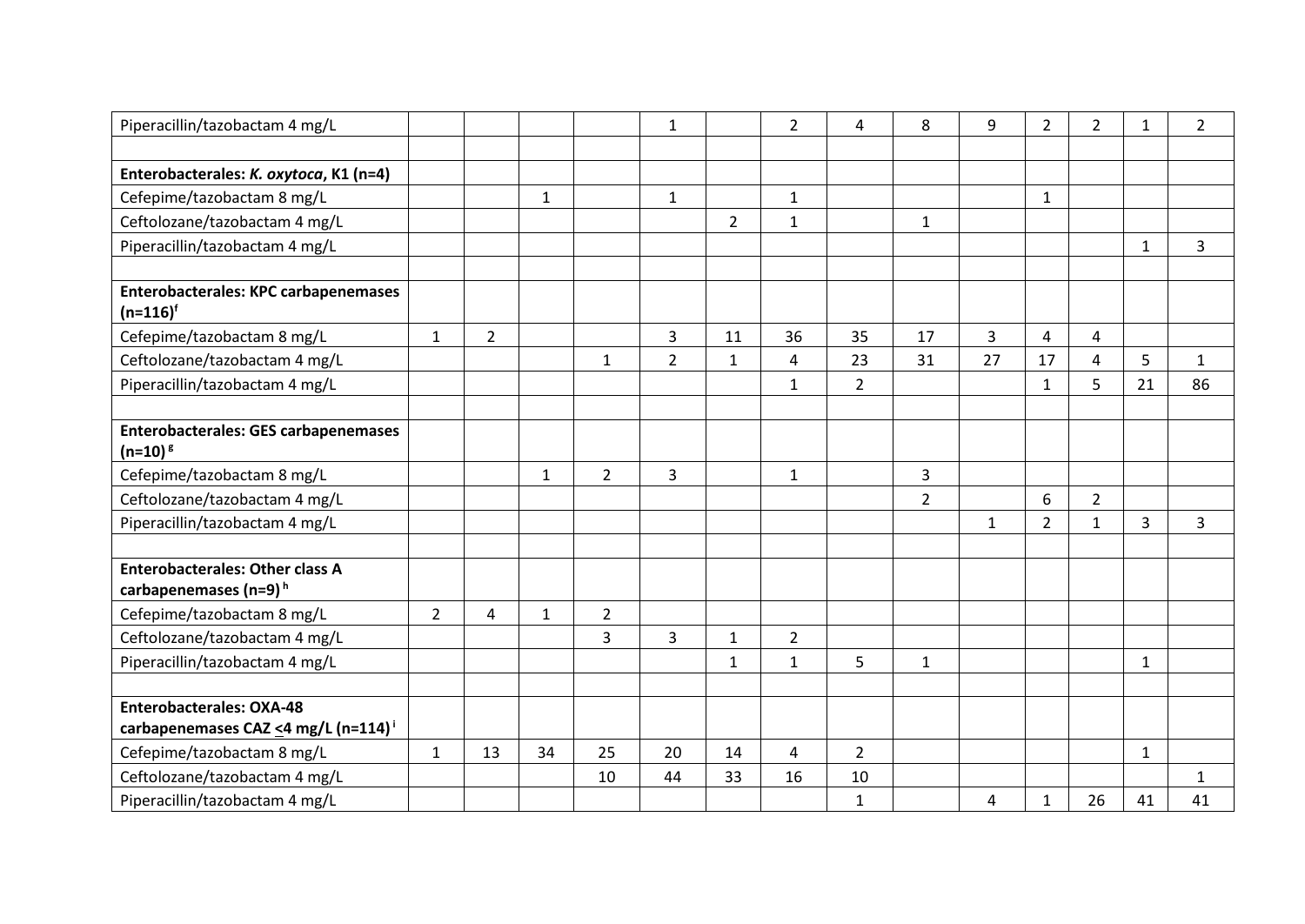| | | | | | | | | | | | | | | |
|---|---|---|---|---|---|---|---|---|---|---|---|---|---|---|
| Piperacillin/tazobactam 4 mg/L | | | | | 1 | | 2 | 4 | 8 | 9 | 2 | 2 | 1 | 2 |
| | | | | | | | | | | | | | | |
| **Enterobacterales: *K. oxytoca*, K1 (n=4)** | | | | | | | | | | | | | | |
| Cefepime/tazobactam 8 mg/L | | | 1 | | 1 | | 1 | | | | 1 | | | |
| Ceftolozane/tazobactam 4 mg/L | | | | | | 2 | 1 | | 1 | | | | | |
| Piperacillin/tazobactam 4 mg/L | | | | | | | | | | | | | 1 | 3 |
| | | | | | | | | | | | | | | |
| **Enterobacterales: KPC carbapenemases (n=116)[f]** | | | | | | | | | | | | | | |
| Cefepime/tazobactam 8 mg/L | 1 | 2 | | | 3 | 11 | 36 | 35 | 17 | 3 | 4 | 4 | | |
| Ceftolozane/tazobactam 4 mg/L | | | | 1 | 2 | 1 | 4 | 23 | 31 | 27 | 17 | 4 | 5 | 1 |
| Piperacillin/tazobactam 4 mg/L | | | | | | | 1 | 2 | | | 1 | 5 | 21 | 86 |
| | | | | | | | | | | | | | | |
| **Enterobacterales: GES carbapenemases (n=10)[g]** | | | | | | | | | | | | | | |
| Cefepime/tazobactam 8 mg/L | | | 1 | 2 | 3 | | 1 | | 3 | | | | | |
| Ceftolozane/tazobactam 4 mg/L | | | | | | | | | 2 | | 6 | 2 | | |
| Piperacillin/tazobactam 4 mg/L | | | | | | | | | | 1 | 2 | 1 | 3 | 3 |
| | | | | | | | | | | | | | | |
| **Enterobacterales: Other class A carbapenemases (n=9)[h]** | | | | | | | | | | | | | | |
| Cefepime/tazobactam 8 mg/L | 2 | 4 | 1 | 2 | | | | | | | | | | |
| Ceftolozane/tazobactam 4 mg/L | | | | 3 | 3 | 1 | 2 | | | | | | | |
| Piperacillin/tazobactam 4 mg/L | | | | | | 1 | 1 | 5 | 1 | | | | 1 | |
| | | | | | | | | | | | | | | |
| **Enterobacterales: OXA-48 carbapenemases CAZ ≤4 mg/L (n=114)[i]** | | | | | | | | | | | | | | |
| Cefepime/tazobactam 8 mg/L | 1 | 13 | 34 | 25 | 20 | 14 | 4 | 2 | | | | | 1 | |
| Ceftolozane/tazobactam 4 mg/L | | | | 10 | 44 | 33 | 16 | 10 | | | | | | 1 |
| Piperacillin/tazobactam 4 mg/L | | | | | | | | 1 | | 4 | 1 | 26 | 41 | 41 |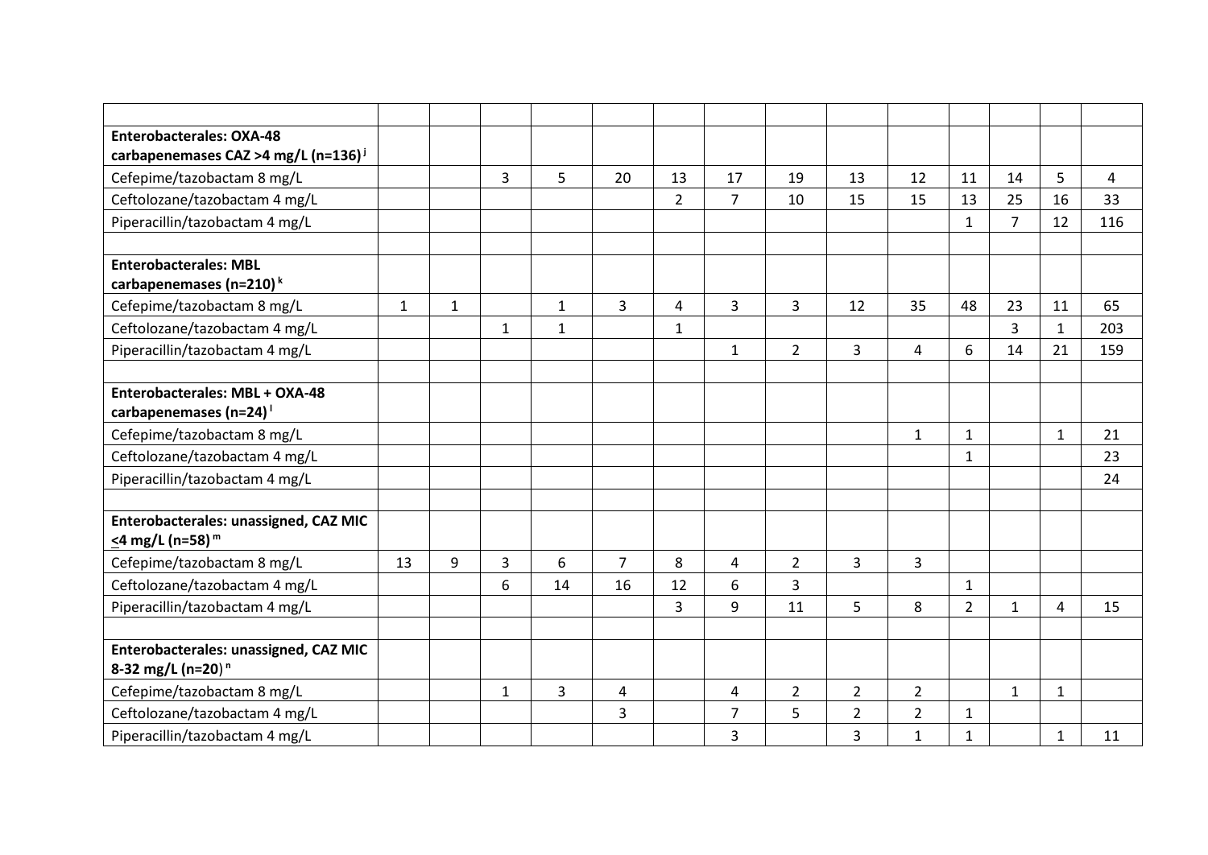| | | | | | | | | | | | | | | |
|---|---|---|---|---|---|---|---|---|---|---|---|---|---|---|
| **Enterobacterales: OXA-48 carbapenemases CAZ >4 mg/L (n=136)** [j] | | | | | | | | | | | | | | |
| Cefepime/tazobactam 8 mg/L | | | 3 | 5 | 20 | 13 | 17 | 19 | 13 | 12 | 11 | 14 | 5 | 4 |
| Ceftolozane/tazobactam 4 mg/L | | | | | | 2 | 7 | 10 | 15 | 15 | 13 | 25 | 16 | 33 |
| Piperacillin/tazobactam 4 mg/L | | | | | | | | | | | 1 | 7 | 12 | 116 |
| | | | | | | | | | | | | | | |
| **Enterobacterales: MBL carbapenemases (n=210)** [k] | | | | | | | | | | | | | | |
| Cefepime/tazobactam 8 mg/L | 1 | 1 | | 1 | 3 | 4 | 3 | 3 | 12 | 35 | 48 | 23 | 11 | 65 |
| Ceftolozane/tazobactam 4 mg/L | | | 1 | 1 | | 1 | | | | | | 3 | 1 | 203 |
| Piperacillin/tazobactam 4 mg/L | | | | | | | 1 | 2 | 3 | 4 | 6 | 14 | 21 | 159 |
| | | | | | | | | | | | | | | |
| **Enterobacterales: MBL + OXA-48 carbapenemases (n=24)** [l] | | | | | | | | | | | | | | |
| Cefepime/tazobactam 8 mg/L | | | | | | | | | | 1 | 1 | | 1 | 21 |
| Ceftolozane/tazobactam 4 mg/L | | | | | | | | | | | 1 | | | 23 |
| Piperacillin/tazobactam 4 mg/L | | | | | | | | | | | | | | 24 |
| | | | | | | | | | | | | | | |
| **Enterobacterales: unassigned, CAZ MIC ≤4 mg/L (n=58)** [m] | | | | | | | | | | | | | | |
| Cefepime/tazobactam 8 mg/L | 13 | 9 | 3 | 6 | 7 | 8 | 4 | 2 | 3 | 3 | | | | |
| Ceftolozane/tazobactam 4 mg/L | | | 6 | 14 | 16 | 12 | 6 | 3 | | | 1 | | | |
| Piperacillin/tazobactam 4 mg/L | | | | | | 3 | 9 | 11 | 5 | 8 | 2 | 1 | 4 | 15 |
| | | | | | | | | | | | | | | |
| **Enterobacterales: unassigned, CAZ MIC 8-32 mg/L (n=20)** [n] | | | | | | | | | | | | | | |
| Cefepime/tazobactam 8 mg/L | | | 1 | 3 | 4 | | 4 | 2 | 2 | 2 | | 1 | 1 | |
| Ceftolozane/tazobactam 4 mg/L | | | | | 3 | | 7 | 5 | 2 | 2 | 1 | | | |
| Piperacillin/tazobactam 4 mg/L | | | | | | | 3 | | 3 | 1 | 1 | | 1 | 11 |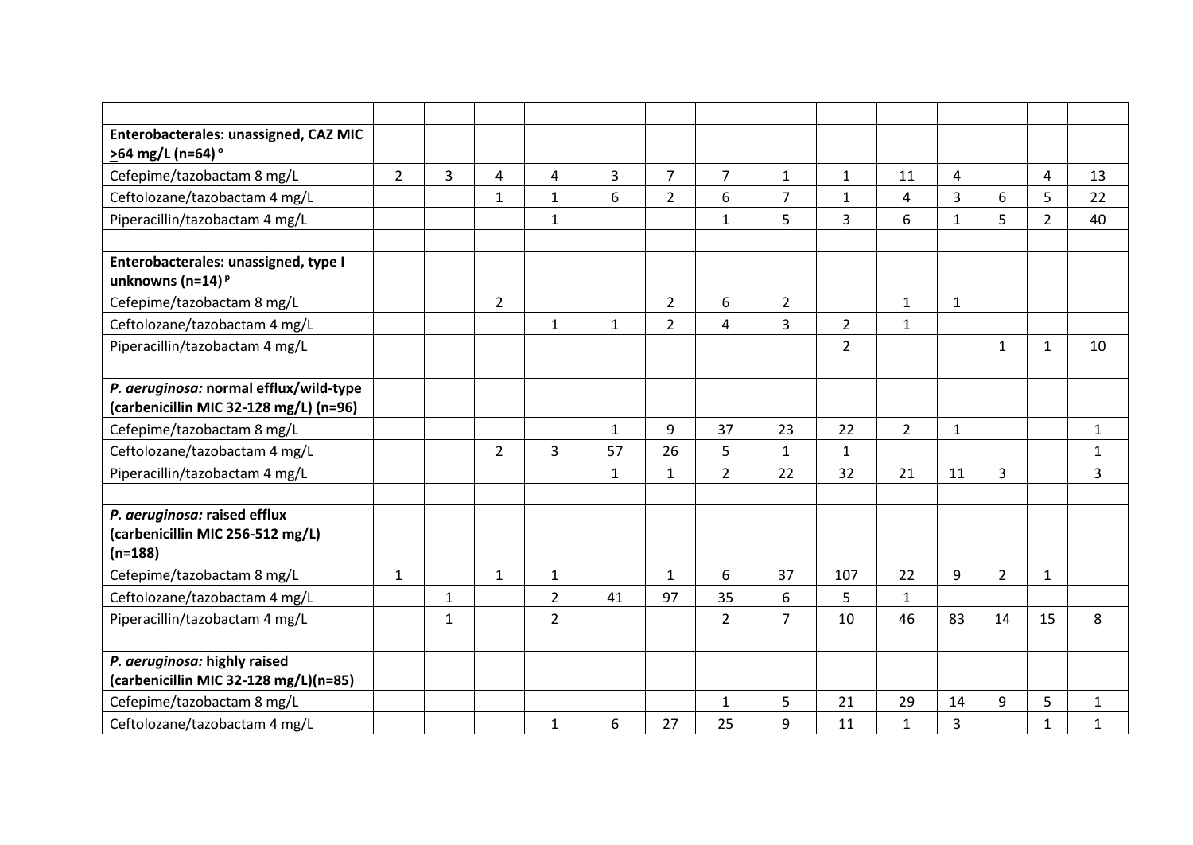| | | | | | | | | | | | | | | |
|---|---|---|---|---|---|---|---|---|---|---|---|---|---|---|
| **Enterobacterales: unassigned, CAZ MIC ≥64 mg/L (n=64)** [o] | | | | | | | | | | | | | | |
| Cefepime/tazobactam 8 mg/L | 2 | 3 | 4 | 4 | 3 | 7 | 7 | 1 | 1 | 11 | 4 | | 4 | 13 |
| Ceftolozane/tazobactam 4 mg/L | | | 1 | 1 | 6 | 2 | 6 | 7 | 1 | 4 | 3 | 6 | 5 | 22 |
| Piperacillin/tazobactam 4 mg/L | | | | 1 | | | 1 | 5 | 3 | 6 | 1 | 5 | 2 | 40 |
| | | | | | | | | | | | | | | |
| **Enterobacterales: unassigned, type I unknowns (n=14)** [p] | | | | | | | | | | | | | | |
| Cefepime/tazobactam 8 mg/L | | | 2 | | | 2 | 6 | 2 | | 1 | 1 | | | |
| Ceftolozane/tazobactam 4 mg/L | | | | 1 | 1 | 2 | 4 | 3 | 2 | 1 | | | | |
| Piperacillin/tazobactam 4 mg/L | | | | | | | | | 2 | | | 1 | 1 | 10 |
| | | | | | | | | | | | | | | |
| ***P. aeruginosa:* normal efflux/wild-type (carbenicillin MIC 32-128 mg/L) (n=96)** | | | | | | | | | | | | | | |
| Cefepime/tazobactam 8 mg/L | | | | | 1 | 9 | 37 | 23 | 22 | 2 | 1 | | | 1 |
| Ceftolozane/tazobactam 4 mg/L | | | 2 | 3 | 57 | 26 | 5 | 1 | 1 | | | | | 1 |
| Piperacillin/tazobactam 4 mg/L | | | | | 1 | 1 | 2 | 22 | 32 | 21 | 11 | 3 | | 3 |
| | | | | | | | | | | | | | | |
| ***P. aeruginosa:* raised efflux (carbenicillin MIC 256-512 mg/L) (n=188)** | | | | | | | | | | | | | | |
| Cefepime/tazobactam 8 mg/L | 1 | | 1 | 1 | | 1 | 6 | 37 | 107 | 22 | 9 | 2 | 1 | |
| Ceftolozane/tazobactam 4 mg/L | | 1 | | 2 | 41 | 97 | 35 | 6 | 5 | 1 | | | | |
| Piperacillin/tazobactam 4 mg/L | | 1 | | 2 | | | 2 | 7 | 10 | 46 | 83 | 14 | 15 | 8 |
| | | | | | | | | | | | | | | |
| ***P. aeruginosa:* highly raised (carbenicillin MIC 32-128 mg/L)(n=85)** | | | | | | | | | | | | | | |
| Cefepime/tazobactam 8 mg/L | | | | | | | 1 | 5 | 21 | 29 | 14 | 9 | 5 | 1 |
| Ceftolozane/tazobactam 4 mg/L | | | | 1 | 6 | 27 | 25 | 9 | 11 | 1 | 3 | | 1 | 1 |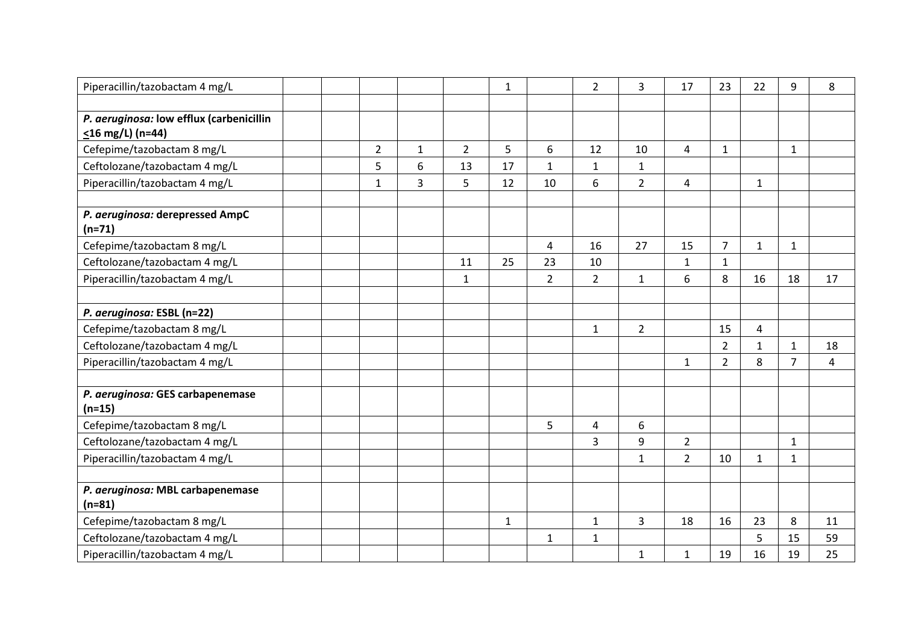| | | | | | | | | | | | | | | |
|---|---|---|---|---|---|---|---|---|---|---|---|---|---|---|
| Piperacillin/tazobactam 4 mg/L | | | | | | 1 | | 2 | 3 | 17 | 23 | 22 | 9 | 8 |
| | | | | | | | | | | | | | | |
| ***P. aeruginosa:* low efflux (carbenicillin <16 mg/L) (n=44)** | | | | | | | | | | | | | | |
| Cefepime/tazobactam 8 mg/L | | | 2 | 1 | 2 | 5 | 6 | 12 | 10 | 4 | 1 | | 1 | |
| Ceftolozane/tazobactam 4 mg/L | | | 5 | 6 | 13 | 17 | 1 | 1 | 1 | | | | | |
| Piperacillin/tazobactam 4 mg/L | | | 1 | 3 | 5 | 12 | 10 | 6 | 2 | 4 | | 1 | | |
| | | | | | | | | | | | | | | |
| ***P. aeruginosa:* derepressed AmpC (n=71)** | | | | | | | | | | | | | | |
| Cefepime/tazobactam 8 mg/L | | | | | | | 4 | 16 | 27 | 15 | 7 | 1 | 1 | |
| Ceftolozane/tazobactam 4 mg/L | | | | | 11 | 25 | 23 | 10 | | 1 | 1 | | | |
| Piperacillin/tazobactam 4 mg/L | | | | | 1 | | 2 | 2 | 1 | 6 | 8 | 16 | 18 | 17 |
| | | | | | | | | | | | | | | |
| ***P. aeruginosa:* ESBL (n=22)** | | | | | | | | | | | | | | |
| Cefepime/tazobactam 8 mg/L | | | | | | | | 1 | 2 | | 15 | 4 | | |
| Ceftolozane/tazobactam 4 mg/L | | | | | | | | | | | 2 | 1 | 1 | 18 |
| Piperacillin/tazobactam 4 mg/L | | | | | | | | | | 1 | 2 | 8 | 7 | 4 |
| | | | | | | | | | | | | | | |
| ***P. aeruginosa:* GES carbapenemase (n=15)** | | | | | | | | | | | | | | |
| Cefepime/tazobactam 8 mg/L | | | | | | | 5 | 4 | 6 | | | | | |
| Ceftolozane/tazobactam 4 mg/L | | | | | | | | 3 | 9 | 2 | | | 1 | |
| Piperacillin/tazobactam 4 mg/L | | | | | | | | | 1 | 2 | 10 | 1 | 1 | |
| | | | | | | | | | | | | | | |
| ***P. aeruginosa:* MBL carbapenemase (n=81)** | | | | | | | | | | | | | | |
| Cefepime/tazobactam 8 mg/L | | | | | | 1 | | 1 | 3 | 18 | 16 | 23 | 8 | 11 |
| Ceftolozane/tazobactam 4 mg/L | | | | | | | 1 | 1 | | | | 5 | 15 | 59 |
| Piperacillin/tazobactam 4 mg/L | | | | | | | | | 1 | 1 | 19 | 16 | 19 | 25 |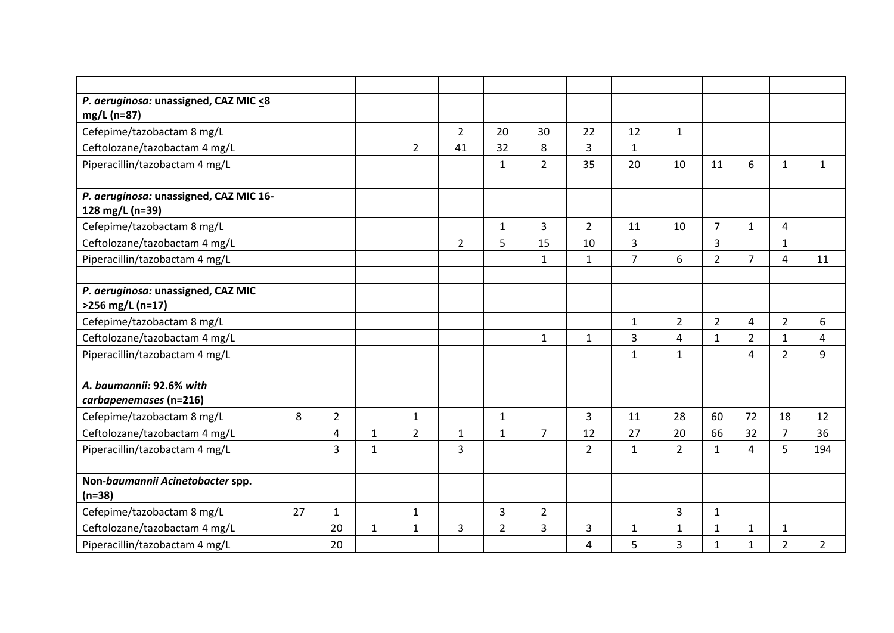| | | | | | | | | | | | | | | |
|---|---|---|---|---|---|---|---|---|---|---|---|---|---|---|
| ***P. aeruginosa:* unassigned, CAZ MIC ≤8 mg/L (n=87)** | | | | | | | | | | | | | | |
| Cefepime/tazobactam 8 mg/L | | | | | 2 | 20 | 30 | 22 | 12 | 1 | | | | |
| Ceftolozane/tazobactam 4 mg/L | | | | 2 | 41 | 32 | 8 | 3 | 1 | | | | | |
| Piperacillin/tazobactam 4 mg/L | | | | | | 1 | 2 | 35 | 20 | 10 | 11 | 6 | 1 | 1 |
| | | | | | | | | | | | | | | |
| ***P. aeruginosa:* unassigned, CAZ MIC 16-128 mg/L (n=39)** | | | | | | | | | | | | | | |
| Cefepime/tazobactam 8 mg/L | | | | | | 1 | 3 | 2 | 11 | 10 | 7 | 1 | 4 | |
| Ceftolozane/tazobactam 4 mg/L | | | | | 2 | 5 | 15 | 10 | 3 | | 3 | | 1 | |
| Piperacillin/tazobactam 4 mg/L | | | | | | | 1 | 1 | 7 | 6 | 2 | 7 | 4 | 11 |
| | | | | | | | | | | | | | | |
| ***P. aeruginosa:* unassigned, CAZ MIC ≥256 mg/L (n=17)** | | | | | | | | | | | | | | |
| Cefepime/tazobactam 8 mg/L | | | | | | | | | 1 | 2 | 2 | 4 | 2 | 6 |
| Ceftolozane/tazobactam 4 mg/L | | | | | | | 1 | 1 | 3 | 4 | 1 | 2 | 1 | 4 |
| Piperacillin/tazobactam 4 mg/L | | | | | | | | | 1 | 1 | | 4 | 2 | 9 |
| | | | | | | | | | | | | | | |
| ***A. baumannii:* *92.6% with carbapenemases* (n=216)** | | | | | | | | | | | | | | |
| Cefepime/tazobactam 8 mg/L | 8 | 2 | | 1 | | 1 | | 3 | 11 | 28 | 60 | 72 | 18 | 12 |
| Ceftolozane/tazobactam 4 mg/L | | 4 | 1 | 2 | 1 | 1 | 7 | 12 | 27 | 20 | 66 | 32 | 7 | 36 |
| Piperacillin/tazobactam 4 mg/L | | 3 | 1 | | 3 | | | 2 | 1 | 2 | 1 | 4 | 5 | 194 |
| | | | | | | | | | | | | | | |
| **Non-*baumannii Acinetobacter* spp. (n=38)** | | | | | | | | | | | | | | |
| Cefepime/tazobactam 8 mg/L | 27 | 1 | | 1 | | 3 | 2 | | | 3 | 1 | | | |
| Ceftolozane/tazobactam 4 mg/L | | 20 | 1 | 1 | 3 | 2 | 3 | 3 | 1 | 1 | 1 | 1 | 1 | |
| Piperacillin/tazobactam 4 mg/L | | 20 | | | | | | 4 | 5 | 3 | 1 | 1 | 2 | 2 |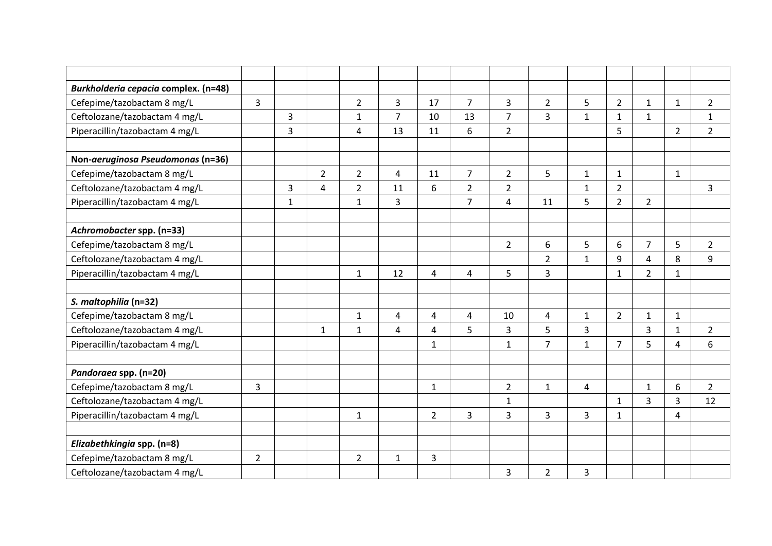| | | | | | | | | | | | | | | |
|---|---|---|---|---|---|---|---|---|---|---|---|---|---|---|
| ***Burkholderia cepacia* complex. (n=48)** | | | | | | | | | | | | | | |
| Cefepime/tazobactam 8 mg/L | 3 | | | 2 | 3 | 17 | 7 | 3 | 2 | 5 | 2 | 1 | 1 | 2 |
| Ceftolozane/tazobactam 4 mg/L | | 3 | | 1 | 7 | 10 | 13 | 7 | 3 | 1 | 1 | 1 | | 1 |
| Piperacillin/tazobactam 4 mg/L | | 3 | | 4 | 13 | 11 | 6 | 2 | | | 5 | | 2 | 2 |
| | | | | | | | | | | | | | | |
| **Non-*aeruginosa Pseudomonas* (n=36)** | | | | | | | | | | | | | | |
| Cefepime/tazobactam 8 mg/L | | | 2 | 2 | 4 | 11 | 7 | 2 | 5 | 1 | 1 | | 1 | |
| Ceftolozane/tazobactam 4 mg/L | | 3 | 4 | 2 | 11 | 6 | 2 | 2 | | 1 | 2 | | | 3 |
| Piperacillin/tazobactam 4 mg/L | | 1 | | 1 | 3 | | 7 | 4 | 11 | 5 | 2 | 2 | | |
| | | | | | | | | | | | | | | |
| ***Achromobacter* spp. (n=33)** | | | | | | | | | | | | | | |
| Cefepime/tazobactam 8 mg/L | | | | | | | | 2 | 6 | 5 | 6 | 7 | 5 | 2 |
| Ceftolozane/tazobactam 4 mg/L | | | | | | | | | 2 | 1 | 9 | 4 | 8 | 9 |
| Piperacillin/tazobactam 4 mg/L | | | | 1 | 12 | 4 | 4 | 5 | 3 | | 1 | 2 | 1 | |
| | | | | | | | | | | | | | | |
| ***S. maltophilia* (n=32)** | | | | | | | | | | | | | | |
| Cefepime/tazobactam 8 mg/L | | | | 1 | 4 | 4 | 4 | 10 | 4 | 1 | 2 | 1 | 1 | |
| Ceftolozane/tazobactam 4 mg/L | | | 1 | 1 | 4 | 4 | 5 | 3 | 5 | 3 | | 3 | 1 | 2 |
| Piperacillin/tazobactam 4 mg/L | | | | | | 1 | | 1 | 7 | 1 | 7 | 5 | 4 | 6 |
| | | | | | | | | | | | | | | |
| ***Pandoraea* spp. (n=20)** | | | | | | | | | | | | | | |
| Cefepime/tazobactam 8 mg/L | 3 | | | | | 1 | | 2 | 1 | 4 | | 1 | 6 | 2 |
| Ceftolozane/tazobactam 4 mg/L | | | | | | | | 1 | | | 1 | 3 | 3 | 12 |
| Piperacillin/tazobactam 4 mg/L | | | | 1 | | 2 | 3 | 3 | 3 | 3 | 1 | | 4 | |
| | | | | | | | | | | | | | | |
| ***Elizabethkingia* spp. (n=8)** | | | | | | | | | | | | | | |
| Cefepime/tazobactam 8 mg/L | 2 | | | 2 | 1 | 3 | | | | | | | | |
| Ceftolozane/tazobactam 4 mg/L | | | | | | | | 3 | 2 | 3 | | | | |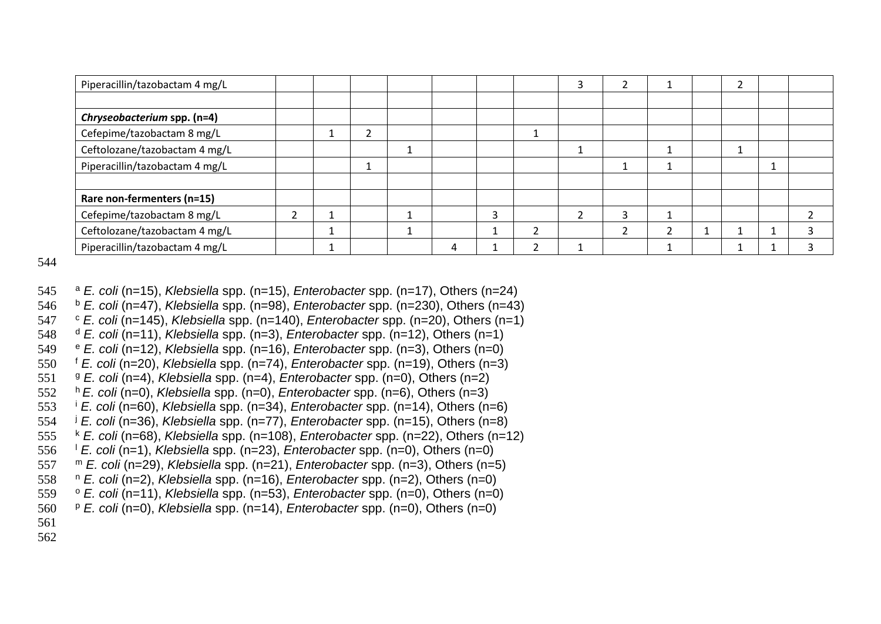| | | | | | | | | | | | | | | |
|---|---|---|---|---|---|---|---|---|---|---|---|---|---|---|
| Piperacillin/tazobactam 4 mg/L | | | | | | | | 3 | 2 | 1 | | 2 | | |
| | | | | | | | | | | | | | | |
| ***Chryseobacterium* spp. (n=4)** | | | | | | | | | | | | | | |
| Cefepime/tazobactam 8 mg/L | | 1 | 2 | | | | 1 | | | | | | | |
| Ceftolozane/tazobactam 4 mg/L | | | | 1 | | | | 1 | | 1 | | 1 | | |
| Piperacillin/tazobactam 4 mg/L | | | 1 | | | | | | 1 | 1 | | | 1 | |
| | | | | | | | | | | | | | | |
| **Rare non-fermenters (n=15)** | | | | | | | | | | | | | | |
| Cefepime/tazobactam 8 mg/L | 2 | 1 | | 1 | | 3 | | 2 | 3 | 1 | | | | 2 |
| Ceftolozane/tazobactam 4 mg/L | | 1 | | 1 | | 1 | 2 | | 2 | 2 | 1 | 1 | 1 | 3 |
| Piperacillin/tazobactam 4 mg/L | | 1 | | | 4 | 1 | 2 | 1 | | 1 | | 1 | 1 | 3 |

[a] *E. coli* (n=15), *Klebsiella* spp. (n=15), *Enterobacter* spp. (n=17), Others (n=24)
[b] *E. coli* (n=47), *Klebsiella* spp. (n=98), *Enterobacter* spp. (n=230), Others (n=43)
[c] *E. coli* (n=145), *Klebsiella* spp. (n=140), *Enterobacter* spp. (n=20), Others (n=1)
[d] *E. coli* (n=11), *Klebsiella* spp. (n=3), *Enterobacter* spp. (n=12), Others (n=1)
[e] *E. coli* (n=12), *Klebsiella* spp. (n=16), *Enterobacter* spp. (n=3), Others (n=0)
[f] *E. coli* (n=20), *Klebsiella* spp. (n=74), *Enterobacter* spp. (n=19), Others (n=3)
[g] *E. coli* (n=4), *Klebsiella* spp. (n=4), *Enterobacter* spp. (n=0), Others (n=2)
[h] *E. coli* (n=0), *Klebsiella* spp. (n=0), *Enterobacter* spp. (n=6), Others (n=3)
[i] *E. coli* (n=60), *Klebsiella* spp. (n=34), *Enterobacter* spp. (n=14), Others (n=6)
[j] *E. coli* (n=36), *Klebsiella* spp. (n=77), *Enterobacter* spp. (n=15), Others (n=8)
[k] *E. coli* (n=68), *Klebsiella* spp. (n=108), *Enterobacter* spp. (n=22), Others (n=12)
[l] *E. coli* (n=1), *Klebsiella* spp. (n=23), *Enterobacter* spp. (n=0), Others (n=0)
[m] *E. coli* (n=29), *Klebsiella* spp. (n=21), *Enterobacter* spp. (n=3), Others (n=5)
[n] *E. coli* (n=2), *Klebsiella* spp. (n=16), *Enterobacter* spp. (n=2), Others (n=0)
[o] *E. coli* (n=11), *Klebsiella* spp. (n=53), *Enterobacter* spp. (n=0), Others (n=0)
[p] *E. coli* (n=0), *Klebsiella* spp. (n=14), *Enterobacter* spp. (n=0), Others (n=0)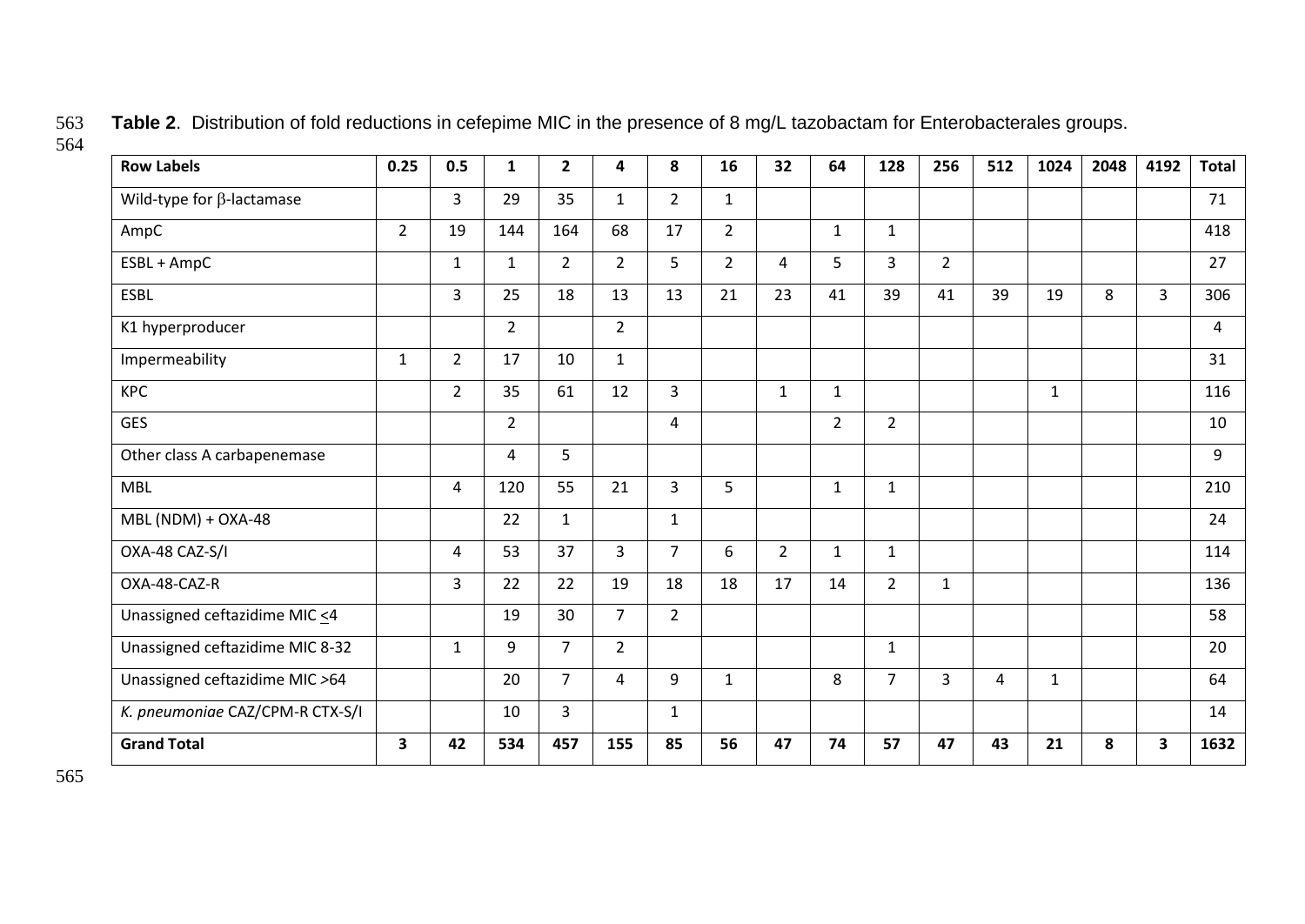**Table 2**. Distribution of fold reductions in cefepime MIC in the presence of 8 mg/L tazobactam for Enterobacterales groups.

| Row Labels | 0.25 | 0.5 | 1 | 2 | 4 | 8 | 16 | 32 | 64 | 128 | 256 | 512 | 1024 | 2048 | 4192 | Total |
|---|---|---|---|---|---|---|---|---|---|---|---|---|---|---|---|---|
| Wild-type for β-lactamase | | 3 | 29 | 35 | 1 | 2 | 1 | | | | | | | | | 71 |
| AmpC | 2 | 19 | 144 | 164 | 68 | 17 | 2 | | 1 | 1 | | | | | | 418 |
| ESBL + AmpC | | 1 | 1 | 2 | 2 | 5 | 2 | 4 | 5 | 3 | 2 | | | | | 27 |
| ESBL | | 3 | 25 | 18 | 13 | 13 | 21 | 23 | 41 | 39 | 41 | 39 | 19 | 8 | 3 | 306 |
| K1 hyperproducer | | | 2 | | 2 | | | | | | | | | | | 4 |
| Impermeability | 1 | 2 | 17 | 10 | 1 | | | | | | | | | | | 31 |
| KPC | | 2 | 35 | 61 | 12 | 3 | | 1 | 1 | | | | 1 | | | 116 |
| GES | | | 2 | | | 4 | | | 2 | 2 | | | | | | 10 |
| Other class A carbapenemase | | | 4 | 5 | | | | | | | | | | | | 9 |
| MBL | | 4 | 120 | 55 | 21 | 3 | 5 | | 1 | 1 | | | | | | 210 |
| MBL (NDM) + OXA-48 | | | 22 | 1 | | 1 | | | | | | | | | | 24 |
| OXA-48 CAZ-S/I | | 4 | 53 | 37 | 3 | 7 | 6 | 2 | 1 | 1 | | | | | | 114 |
| OXA-48-CAZ-R | | 3 | 22 | 22 | 19 | 18 | 18 | 17 | 14 | 2 | 1 | | | | | 136 |
| Unassigned ceftazidime MIC ≤4 | | | 19 | 30 | 7 | 2 | | | | | | | | | | 58 |
| Unassigned ceftazidime MIC 8-32 | | 1 | 9 | 7 | 2 | | | | | 1 | | | | | | 20 |
| Unassigned ceftazidime MIC >64 | | | 20 | 7 | 4 | 9 | 1 | | 8 | 7 | 3 | 4 | 1 | | | 64 |
| *K. pneumoniae* CAZ/CPM-R CTX-S/I | | | 10 | 3 | | 1 | | | | | | | | | | 14 |
| **Grand Total** | **3** | **42** | **534** | **457** | **155** | **85** | **56** | **47** | **74** | **57** | **47** | **43** | **21** | **8** | **3** | **1632** |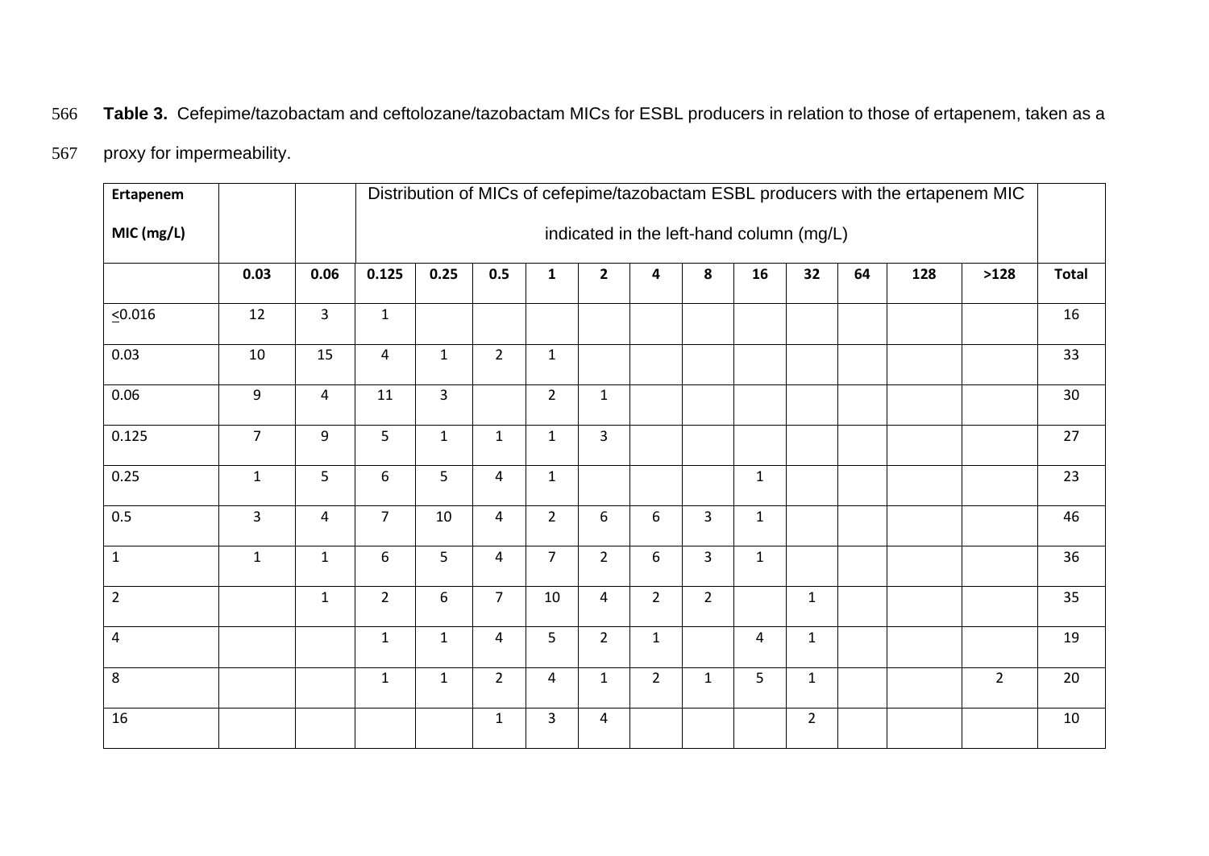**Table 3.** Cefepime/tazobactam and ceftolozane/tazobactam MICs for ESBL producers in relation to those of ertapenem, taken as a proxy for impermeability.

| Ertapenem MIC (mg/L) | | | Distribution of MICs of cefepime/tazobactam ESBL producers with the ertapenem MIC indicated in the left-hand column (mg/L) | | | | | | | | | | | | |
|---|---|---|---|---|---|---|---|---|---|---|---|---|---|---|---|
| | **0.03** | **0.06** | **0.125** | **0.25** | **0.5** | **1** | **2** | **4** | **8** | **16** | **32** | **64** | **128** | **>128** | **Total** |
| ≤0.016 | 12 | 3 | 1 | | | | | | | | | | | | 16 |
| 0.03 | 10 | 15 | 4 | 1 | 2 | 1 | | | | | | | | | 33 |
| 0.06 | 9 | 4 | 11 | 3 | | 2 | 1 | | | | | | | | 30 |
| 0.125 | 7 | 9 | 5 | 1 | 1 | 1 | 3 | | | | | | | | 27 |
| 0.25 | 1 | 5 | 6 | 5 | 4 | 1 | | | | 1 | | | | | 23 |
| 0.5 | 3 | 4 | 7 | 10 | 4 | 2 | 6 | 6 | 3 | 1 | | | | | 46 |
| 1 | 1 | 1 | 6 | 5 | 4 | 7 | 2 | 6 | 3 | 1 | | | | | 36 |
| 2 | | 1 | 2 | 6 | 7 | 10 | 4 | 2 | 2 | | 1 | | | | 35 |
| 4 | | | 1 | 1 | 4 | 5 | 2 | 1 | | 4 | 1 | | | | 19 |
| 8 | | | 1 | 1 | 2 | 4 | 1 | 2 | 1 | 5 | 1 | | | 2 | 20 |
| 16 | | | | | 1 | 3 | 4 | | | | 2 | | | | 10 |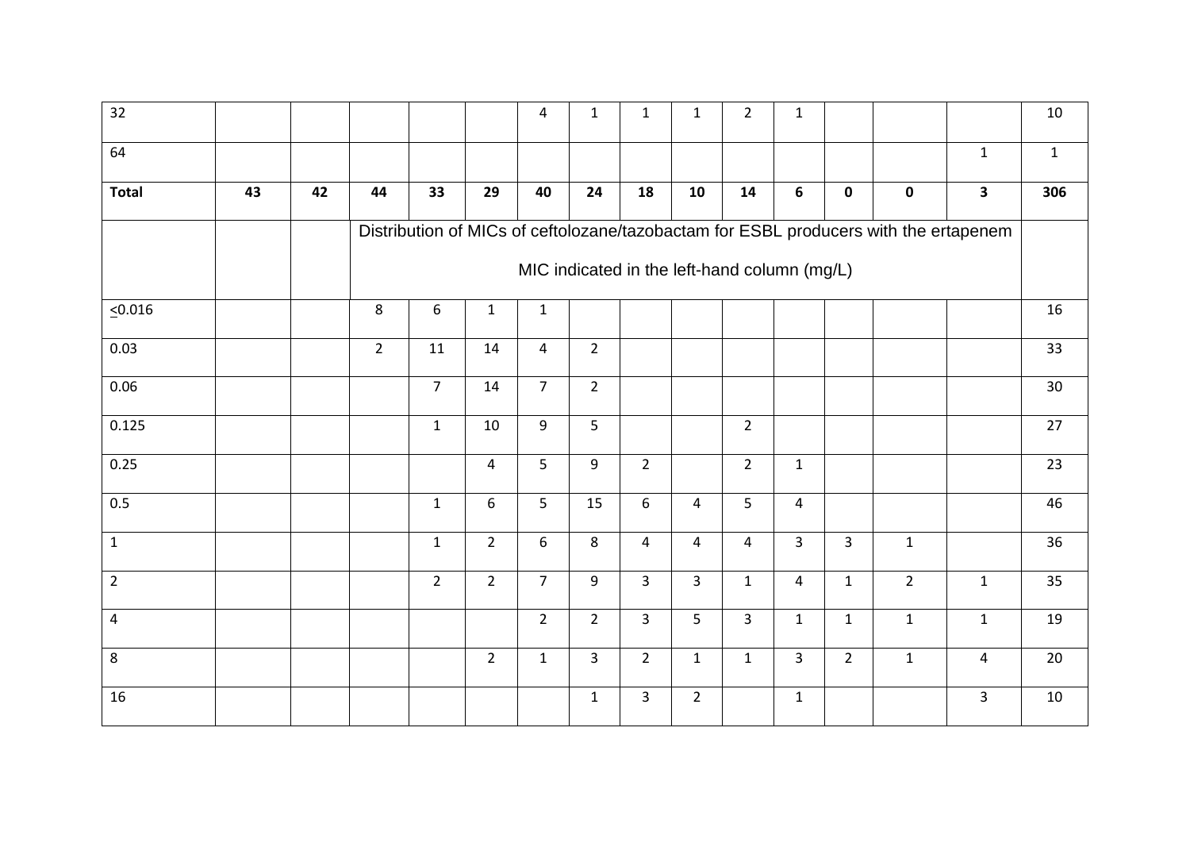| 32 | | | | | | 4 | 1 | 1 | 1 | 2 | 1 | | | | 10 |
|---|---|---|---|---|---|---|---|---|---|---|---|---|---|---|---|
| 64 | | | | | | | | | | | | | | 1 | 1 |
| **Total** | **43** | **42** | **44** | **33** | **29** | **40** | **24** | **18** | **10** | **14** | **6** | **0** | **0** | **3** | **306** |
| | | | Distribution of MICs of ceftolozane/tazobactam for ESBL producers with the ertapenem MIC indicated in the left-hand column (mg/L) | | | | | | | | | | | | |
| ≤0.016 | | | 8 | 6 | 1 | 1 | | | | | | | | | 16 |
| 0.03 | | | 2 | 11 | 14 | 4 | 2 | | | | | | | | 33 |
| 0.06 | | | | 7 | 14 | 7 | 2 | | | | | | | | 30 |
| 0.125 | | | | 1 | 10 | 9 | 5 | | | 2 | | | | | 27 |
| 0.25 | | | | | 4 | 5 | 9 | 2 | | 2 | 1 | | | | 23 |
| 0.5 | | | | 1 | 6 | 5 | 15 | 6 | 4 | 5 | 4 | | | | 46 |
| 1 | | | | 1 | 2 | 6 | 8 | 4 | 4 | 4 | 3 | 3 | 1 | | 36 |
| 2 | | | | 2 | 2 | 7 | 9 | 3 | 3 | 1 | 4 | 1 | 2 | 1 | 35 |
| 4 | | | | | | 2 | 2 | 3 | 5 | 3 | 1 | 1 | 1 | 1 | 19 |
| 8 | | | | | 2 | 1 | 3 | 2 | 1 | 1 | 3 | 2 | 1 | 4 | 20 |
| 16 | | | | | | | 1 | 3 | 2 | | 1 | | | 3 | 10 |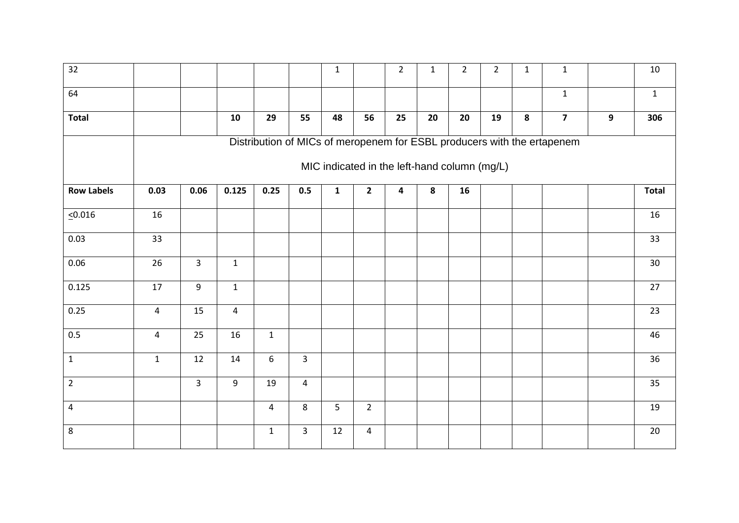| 32 | | | | | | 1 | | 2 | 1 | 2 | 2 | 1 | 1 | | 10 |
|---|---|---|---|---|---|---|---|---|---|---|---|---|---|---|---|
| 64 | | | | | | | | | | | | | 1 | | 1 |
| **Total** | | | **10** | **29** | **55** | **48** | **56** | **25** | **20** | **20** | **19** | **8** | **7** | **9** | **306** |
| | Distribution of MICs of meropenem for ESBL producers with the ertapenem MIC indicated in the left-hand column (mg/L) | | | | | | | | | | | | | | |
| **Row Labels** | **0.03** | **0.06** | **0.125** | **0.25** | **0.5** | **1** | **2** | **4** | **8** | **16** | | | | | **Total** |
| ≤0.016 | 16 | | | | | | | | | | | | | | 16 |
| 0.03 | 33 | | | | | | | | | | | | | | 33 |
| 0.06 | 26 | 3 | 1 | | | | | | | | | | | | 30 |
| 0.125 | 17 | 9 | 1 | | | | | | | | | | | | 27 |
| 0.25 | 4 | 15 | 4 | | | | | | | | | | | | 23 |
| 0.5 | 4 | 25 | 16 | 1 | | | | | | | | | | | 46 |
| 1 | 1 | 12 | 14 | 6 | 3 | | | | | | | | | | 36 |
| 2 | | 3 | 9 | 19 | 4 | | | | | | | | | | 35 |
| 4 | | | | 4 | 8 | 5 | 2 | | | | | | | | 19 |
| 8 | | | | 1 | 3 | 12 | 4 | | | | | | | | 20 |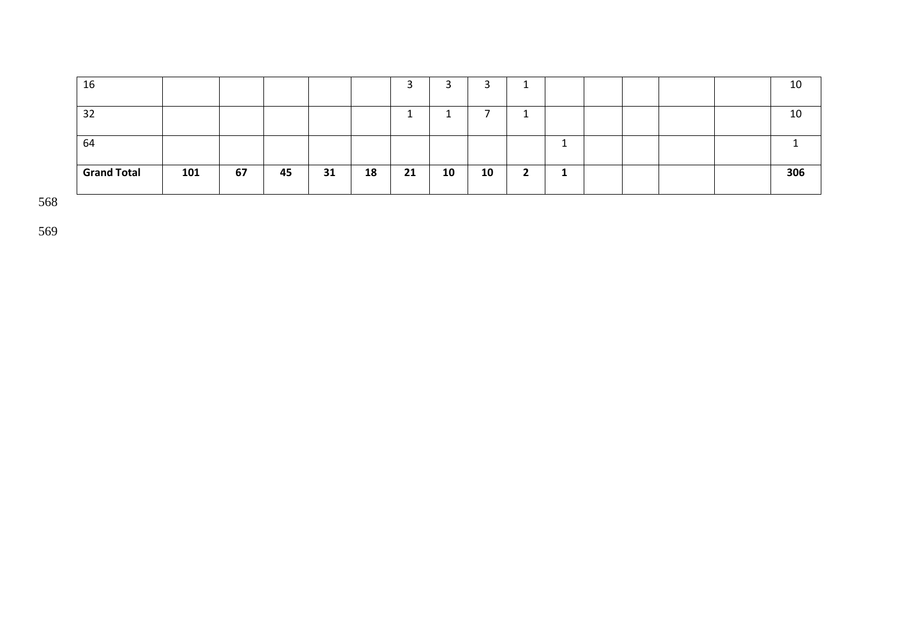| 16 | | | | | | 3 | 3 | 3 | 1 | | | | | | 10 |
|---|---|---|---|---|---|---|---|---|---|---|---|---|---|---|---|
| 32 | | | | | | 1 | 1 | 7 | 1 | | | | | | 10 |
| 64 | | | | | | | | | | 1 | | | | | 1 |
| **Grand Total** | **101** | **67** | **45** | **31** | **18** | **21** | **10** | **10** | **2** | **1** | | | | | **306** |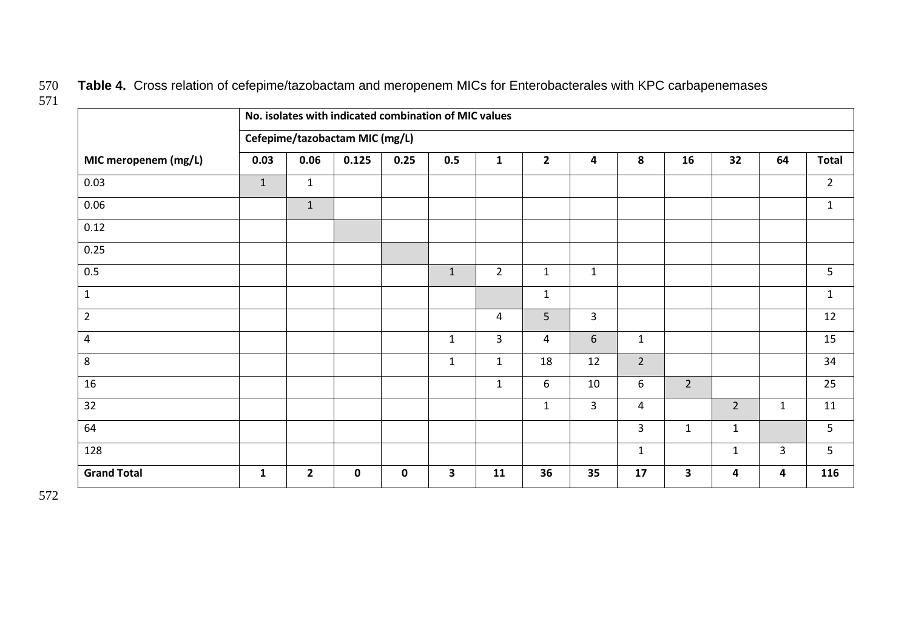**Table 4.** Cross relation of cefepime/tazobactam and meropenem MICs for Enterobacterales with KPC carbapenemases

| | No. isolates with indicated combination of MIC values | | | | | | | | | | | | |
|---|---|---|---|---|---|---|---|---|---|---|---|---|---|
| | Cefepime/tazobactam MIC (mg/L) | | | | | | | | | | | | |
| **MIC meropenem (mg/L)** | **0.03** | **0.06** | **0.125** | **0.25** | **0.5** | **1** | **2** | **4** | **8** | **16** | **32** | **64** | **Total** |
| 0.03 | 1 | 1 | | | | | | | | | | | 2 |
| 0.06 | | 1 | | | | | | | | | | | 1 |
| 0.12 | | | | | | | | | | | | | |
| 0.25 | | | | | | | | | | | | | |
| 0.5 | | | | | 1 | 2 | 1 | 1 | | | | | 5 |
| 1 | | | | | | | 1 | | | | | | 1 |
| 2 | | | | | | 4 | 5 | 3 | | | | | 12 |
| 4 | | | | | 1 | 3 | 4 | 6 | 1 | | | | 15 |
| 8 | | | | | 1 | 1 | 18 | 12 | 2 | | | | 34 |
| 16 | | | | | | 1 | 6 | 10 | 6 | 2 | | | 25 |
| 32 | | | | | | | 1 | 3 | 4 | | 2 | 1 | 11 |
| 64 | | | | | | | | | 3 | 1 | 1 | | 5 |
| 128 | | | | | | | | | 1 | | 1 | 3 | 5 |
| **Grand Total** | **1** | **2** | **0** | **0** | **3** | **11** | **36** | **35** | **17** | **3** | **4** | **4** | **116** |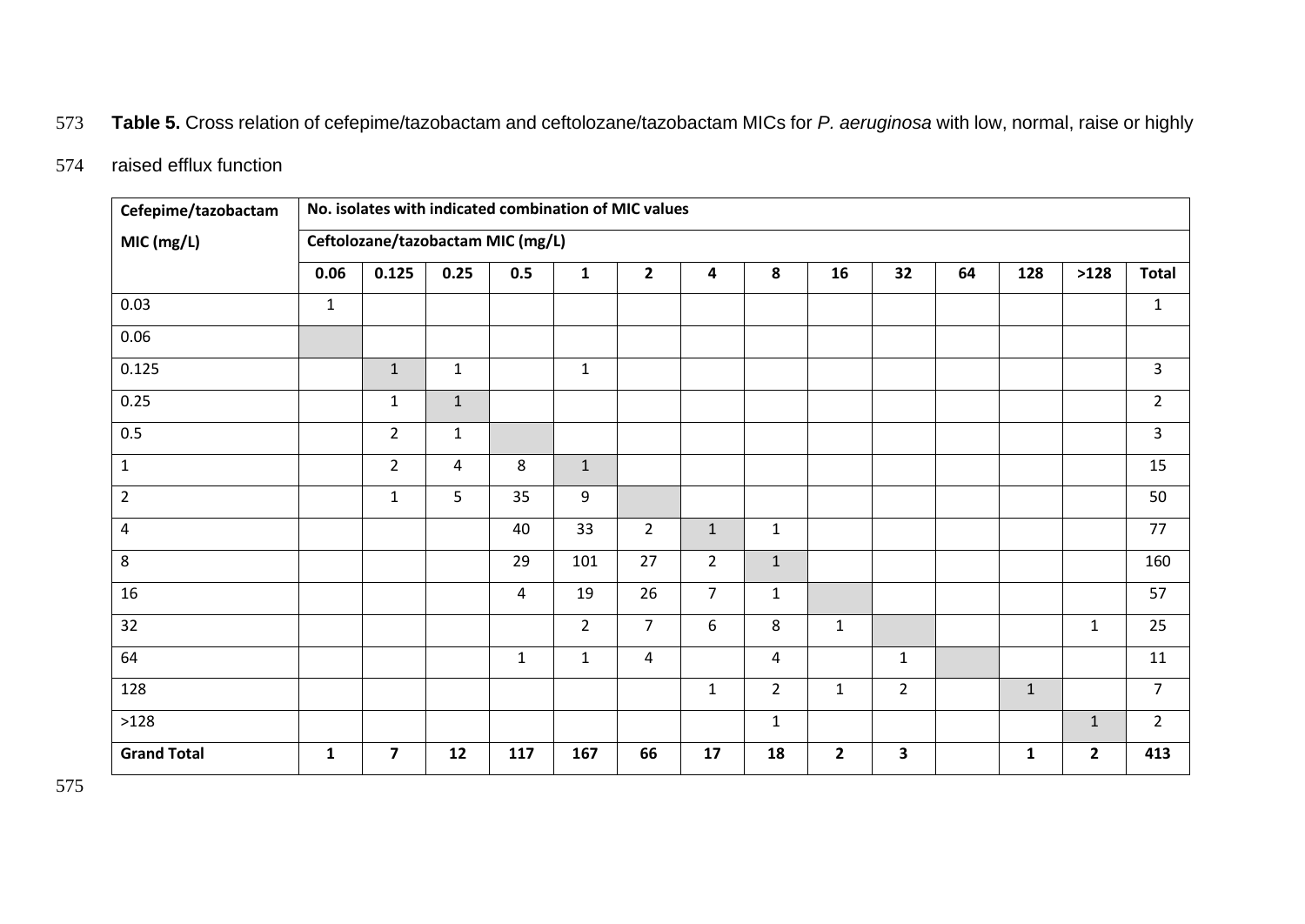**Table 5.** Cross relation of cefepime/tazobactam and ceftolozane/tazobactam MICs for *P. aeruginosa* with low, normal, raise or highly raised efflux function

| Cefepime/tazobactam MIC (mg/L) | No. isolates with indicated combination of MIC values | | | | | | | | | | | | | |
|---|---|---|---|---|---|---|---|---|---|---|---|---|---|---|
| | Ceftolozane/tazobactam MIC (mg/L) | | | | | | | | | | | | | |
| | **0.06** | **0.125** | **0.25** | **0.5** | **1** | **2** | **4** | **8** | **16** | **32** | **64** | **128** | **>128** | **Total** |
| 0.03 | 1 | | | | | | | | | | | | | 1 |
| 0.06 | | | | | | | | | | | | | | |
| 0.125 | | 1 | 1 | | 1 | | | | | | | | | 3 |
| 0.25 | | 1 | 1 | | | | | | | | | | | 2 |
| 0.5 | | 2 | 1 | | | | | | | | | | | 3 |
| 1 | | 2 | 4 | 8 | 1 | | | | | | | | | 15 |
| 2 | | 1 | 5 | 35 | 9 | | | | | | | | | 50 |
| 4 | | | | 40 | 33 | 2 | 1 | 1 | | | | | | 77 |
| 8 | | | | 29 | 101 | 27 | 2 | 1 | | | | | | 160 |
| 16 | | | | 4 | 19 | 26 | 7 | 1 | | | | | | 57 |
| 32 | | | | | 2 | 7 | 6 | 8 | 1 | | | | 1 | 25 |
| 64 | | | | 1 | 1 | 4 | | 4 | | 1 | | | | 11 |
| 128 | | | | | | | 1 | 2 | 1 | 2 | | 1 | | 7 |
| >128 | | | | | | | | 1 | | | | | 1 | 2 |
| **Grand Total** | **1** | **7** | **12** | **117** | **167** | **66** | **17** | **18** | **2** | **3** | | **1** | **2** | **413** |